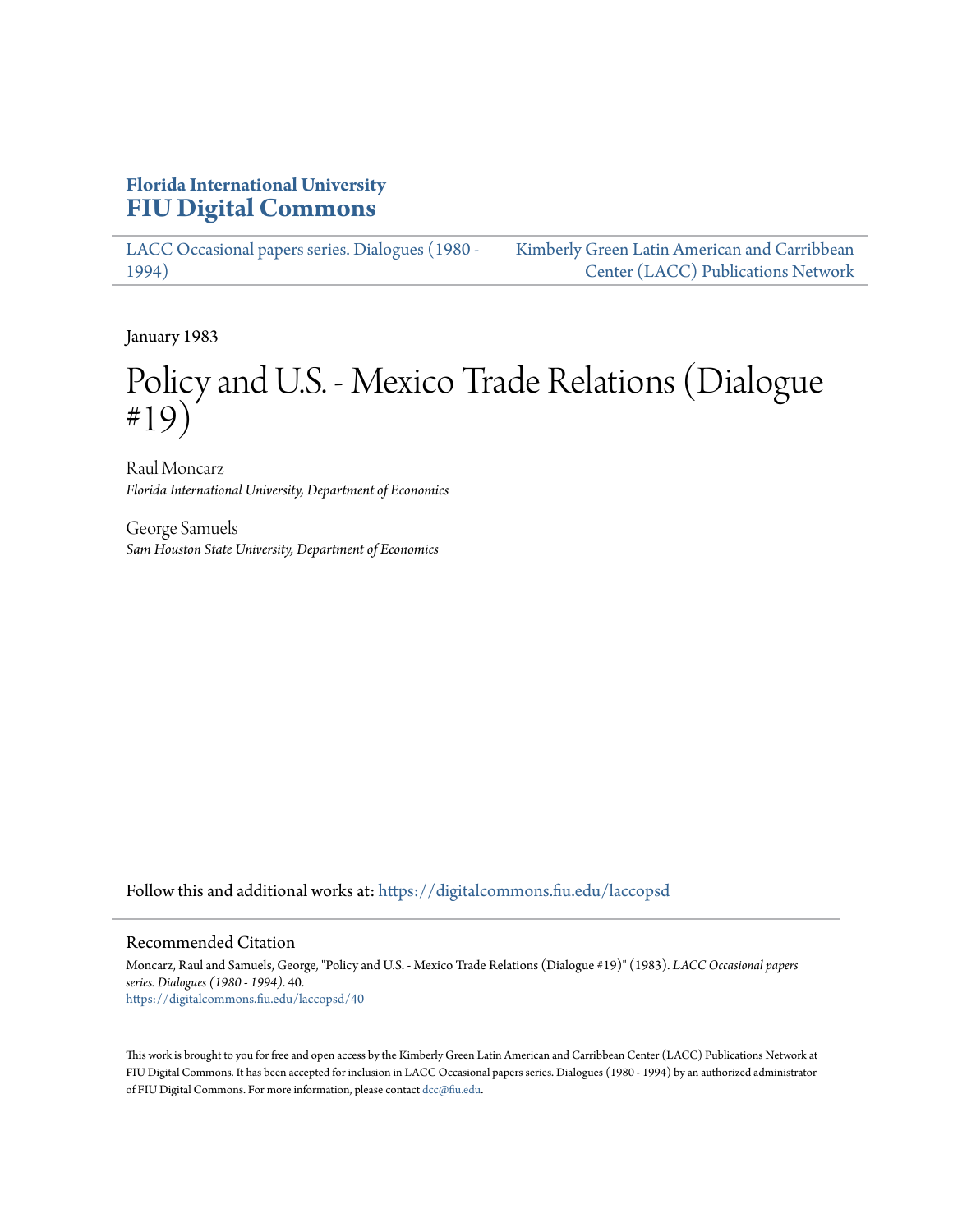**Florida International University**
**FIU Digital Commons**

LACC Occasional papers series. Dialogues (1980 - 1994) | Kimberly Green Latin American and Carribbean Center (LACC) Publications Network

January 1983

# Policy and U.S. - Mexico Trade Relations (Dialogue #19)

Raul Moncarz
*Florida International University, Department of Economics*

George Samuels
*Sam Houston State University, Department of Economics*

Follow this and additional works at: https://digitalcommons.fiu.edu/laccopsd

## Recommended Citation

Moncarz, Raul and Samuels, George, "Policy and U.S. - Mexico Trade Relations (Dialogue #19)" (1983). *LACC Occasional papers series. Dialogues (1980 - 1994)*. 40.
https://digitalcommons.fiu.edu/laccopsd/40

This work is brought to you for free and open access by the Kimberly Green Latin American and Carribbean Center (LACC) Publications Network at FIU Digital Commons. It has been accepted for inclusion in LACC Occasional papers series. Dialogues (1980 - 1994) by an authorized administrator of FIU Digital Commons. For more information, please contact dcc@fiu.edu.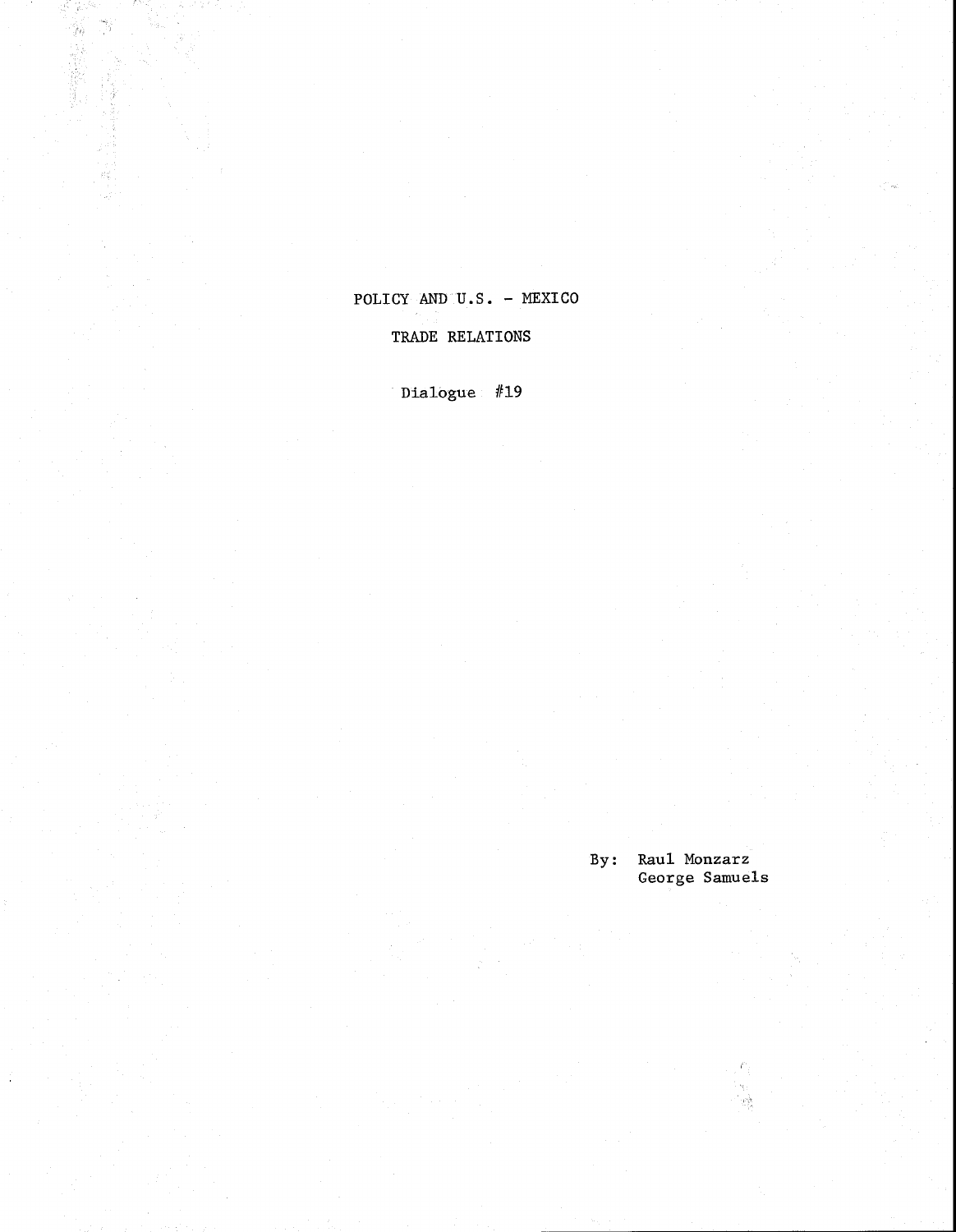# POLICY AND U.S. - MEXICO

# TRADE RELATIONS

Dialogue #19

By: Raul Monzarz
George Samuels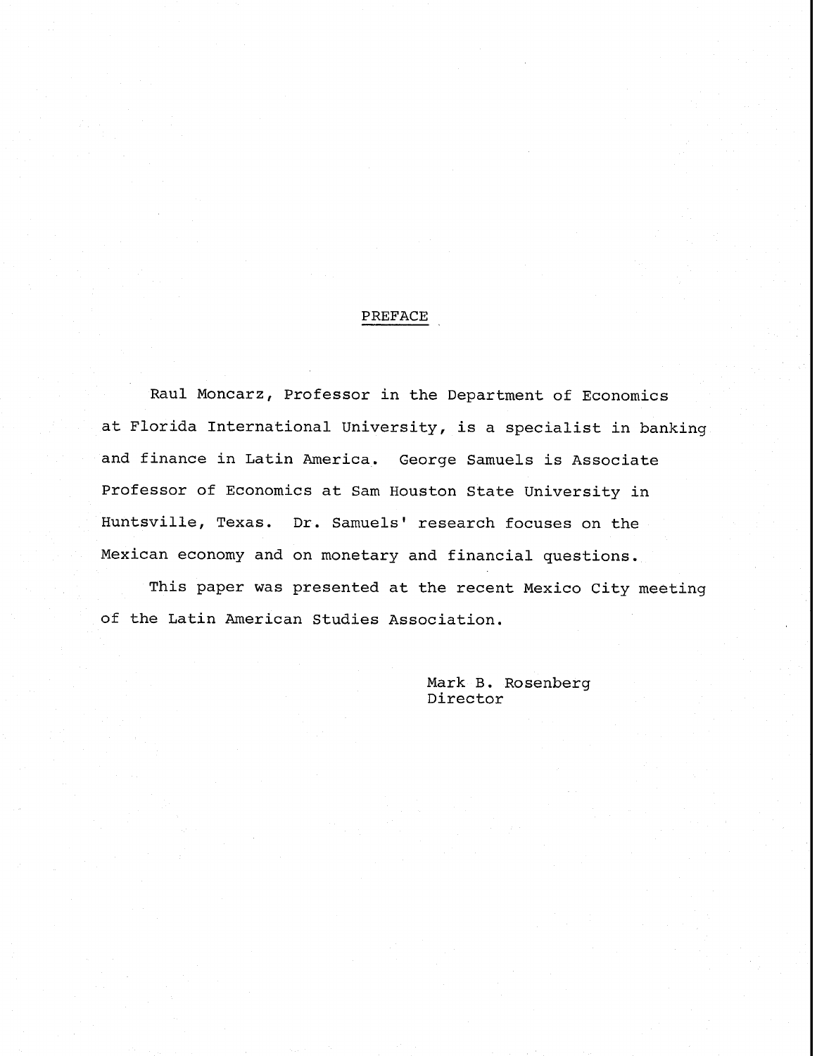# PREFACE

Raul Moncarz, Professor in the Department of Economics at Florida International University, is a specialist in banking and finance in Latin America. George Samuels is Associate Professor of Economics at Sam Houston State University in Huntsville, Texas. Dr. Samuels' research focuses on the Mexican economy and on monetary and financial questions.

This paper was presented at the recent Mexico City meeting of the Latin American Studies Association.

Mark B. Rosenberg
Director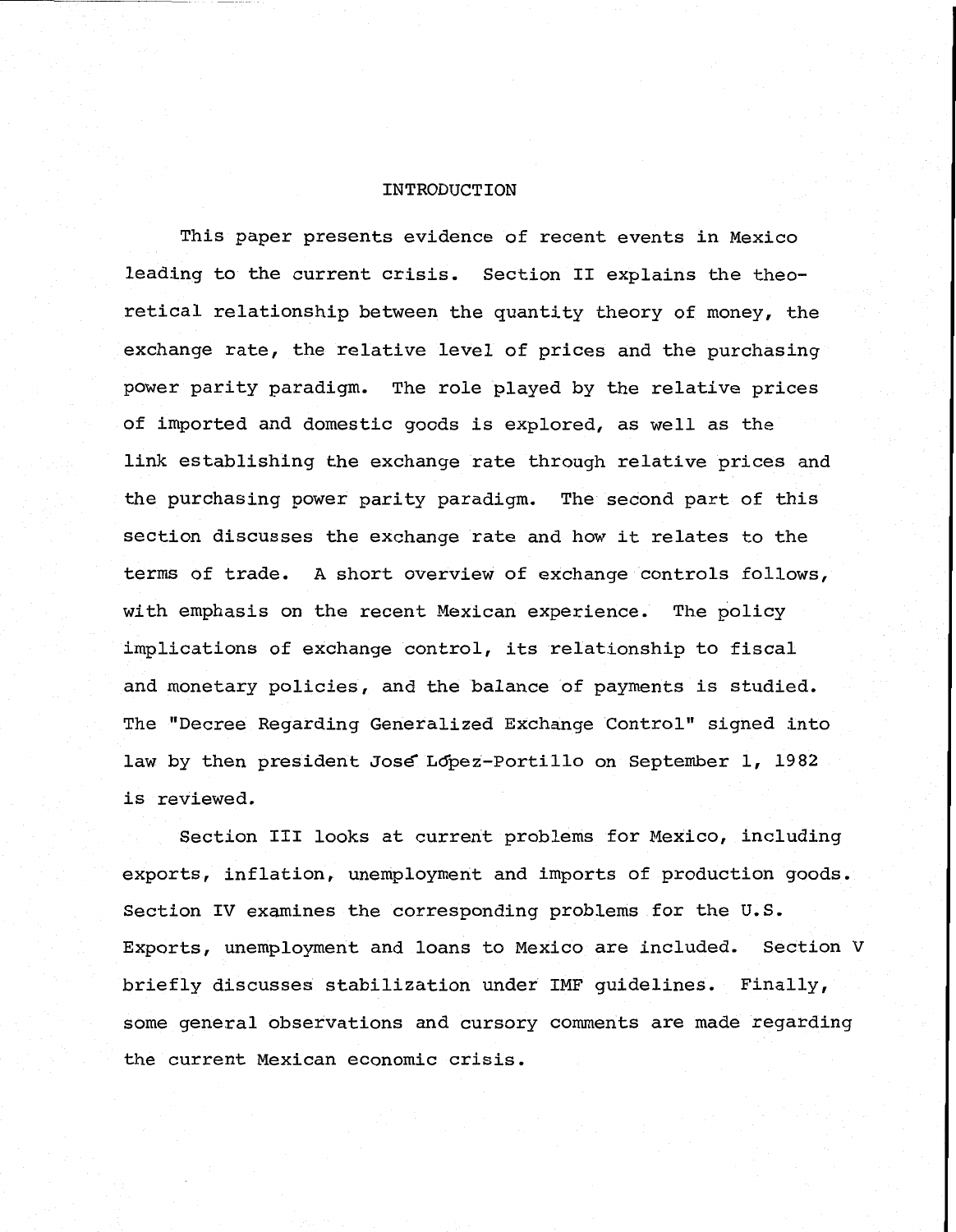# INTRODUCTION

This paper presents evidence of recent events in Mexico leading to the current crisis. Section II explains the theoretical relationship between the quantity theory of money, the exchange rate, the relative level of prices and the purchasing power parity paradigm. The role played by the relative prices of imported and domestic goods is explored, as well as the link establishing the exchange rate through relative prices and the purchasing power parity paradigm. The second part of this section discusses the exchange rate and how it relates to the terms of trade. A short overview of exchange controls follows, with emphasis on the recent Mexican experience. The policy implications of exchange control, its relationship to fiscal and monetary policies, and the balance of payments is studied. The "Decree Regarding Generalized Exchange Control" signed into law by then president José López-Portillo on September 1, 1982 is reviewed.

Section III looks at current problems for Mexico, including exports, inflation, unemployment and imports of production goods. Section IV examines the corresponding problems for the U.S. Exports, unemployment and loans to Mexico are included. Section V briefly discusses stabilization under IMF guidelines. Finally, some general observations and cursory comments are made regarding the current Mexican economic crisis.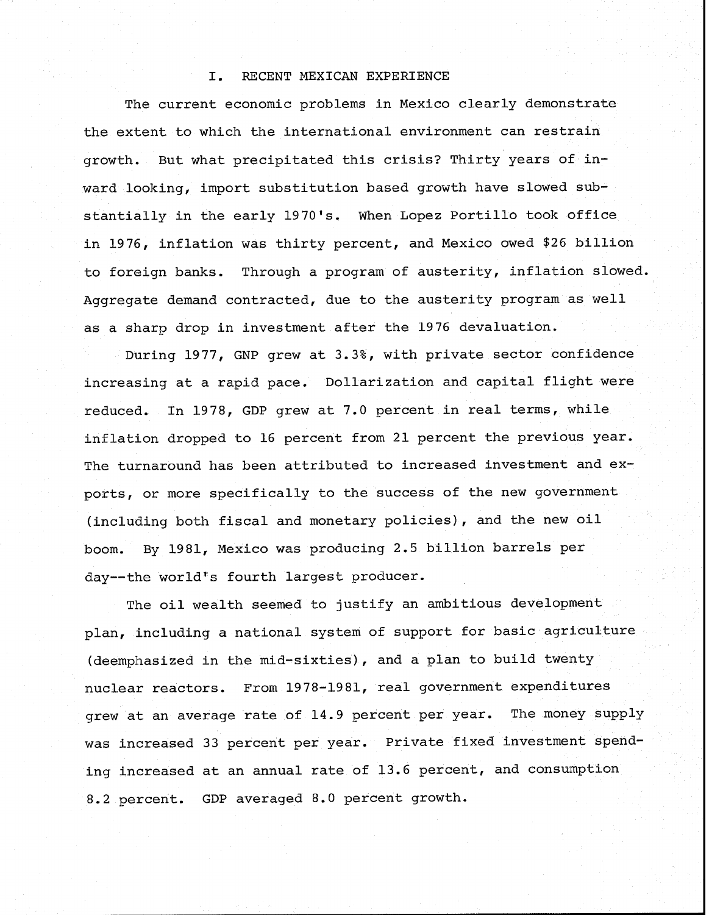## I. RECENT MEXICAN EXPERIENCE

The current economic problems in Mexico clearly demonstrate the extent to which the international environment can restrain growth. But what precipitated this crisis? Thirty years of inward looking, import substitution based growth have slowed substantially in the early 1970's. When Lopez Portillo took office in 1976, inflation was thirty percent, and Mexico owed $26 billion to foreign banks. Through a program of austerity, inflation slowed. Aggregate demand contracted, due to the austerity program as well as a sharp drop in investment after the 1976 devaluation.

During 1977, GNP grew at 3.3%, with private sector confidence increasing at a rapid pace. Dollarization and capital flight were reduced. In 1978, GDP grew at 7.0 percent in real terms, while inflation dropped to 16 percent from 21 percent the previous year. The turnaround has been attributed to increased investment and exports, or more specifically to the success of the new government (including both fiscal and monetary policies), and the new oil boom. By 1981, Mexico was producing 2.5 billion barrels per day--the world's fourth largest producer.

The oil wealth seemed to justify an ambitious development plan, including a national system of support for basic agriculture (deemphasized in the mid-sixties), and a plan to build twenty nuclear reactors. From 1978-1981, real government expenditures grew at an average rate of 14.9 percent per year. The money supply was increased 33 percent per year. Private fixed investment spending increased at an annual rate of 13.6 percent, and consumption 8.2 percent. GDP averaged 8.0 percent growth.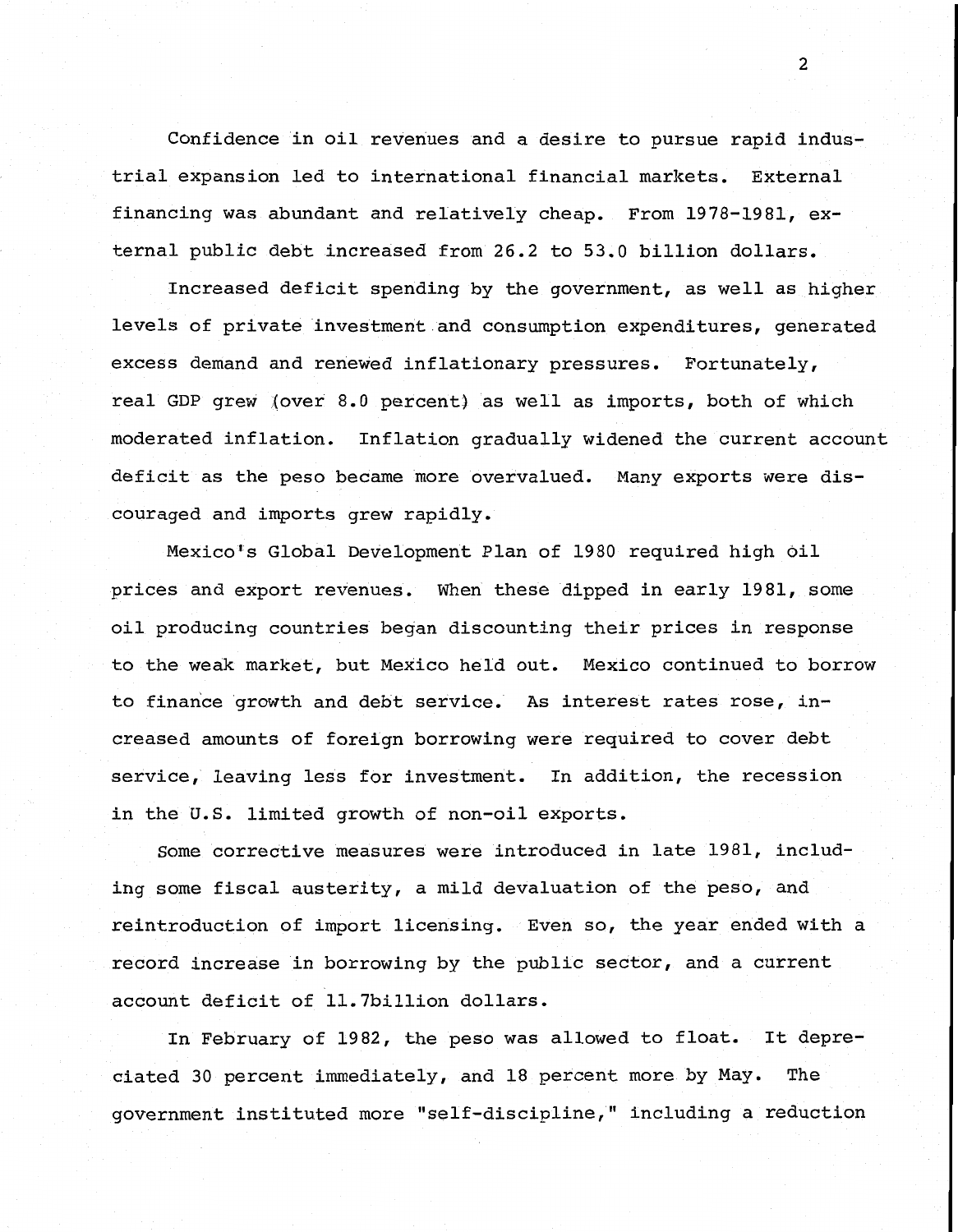Confidence in oil revenues and a desire to pursue rapid industrial expansion led to international financial markets. External financing was abundant and relatively cheap. From 1978-1981, external public debt increased from 26.2 to 53.0 billion dollars.

Increased deficit spending by the government, as well as higher levels of private investment and consumption expenditures, generated excess demand and renewed inflationary pressures. Fortunately, real GDP grew (over 8.0 percent) as well as imports, both of which moderated inflation. Inflation gradually widened the current account deficit as the peso became more overvalued. Many exports were discouraged and imports grew rapidly.

Mexico's Global Development Plan of 1980 required high oil prices and export revenues. When these dipped in early 1981, some oil producing countries began discounting their prices in response to the weak market, but Mexico held out. Mexico continued to borrow to finance growth and debt service. As interest rates rose, increased amounts of foreign borrowing were required to cover debt service, leaving less for investment. In addition, the recession in the U.S. limited growth of non-oil exports.

Some corrective measures were introduced in late 1981, including some fiscal austerity, a mild devaluation of the peso, and reintroduction of import licensing. Even so, the year ended with a record increase in borrowing by the public sector, and a current account deficit of 11.7billion dollars.

In February of 1982, the peso was allowed to float. It depreciated 30 percent immediately, and 18 percent more by May. The government instituted more "self-discipline," including a reduction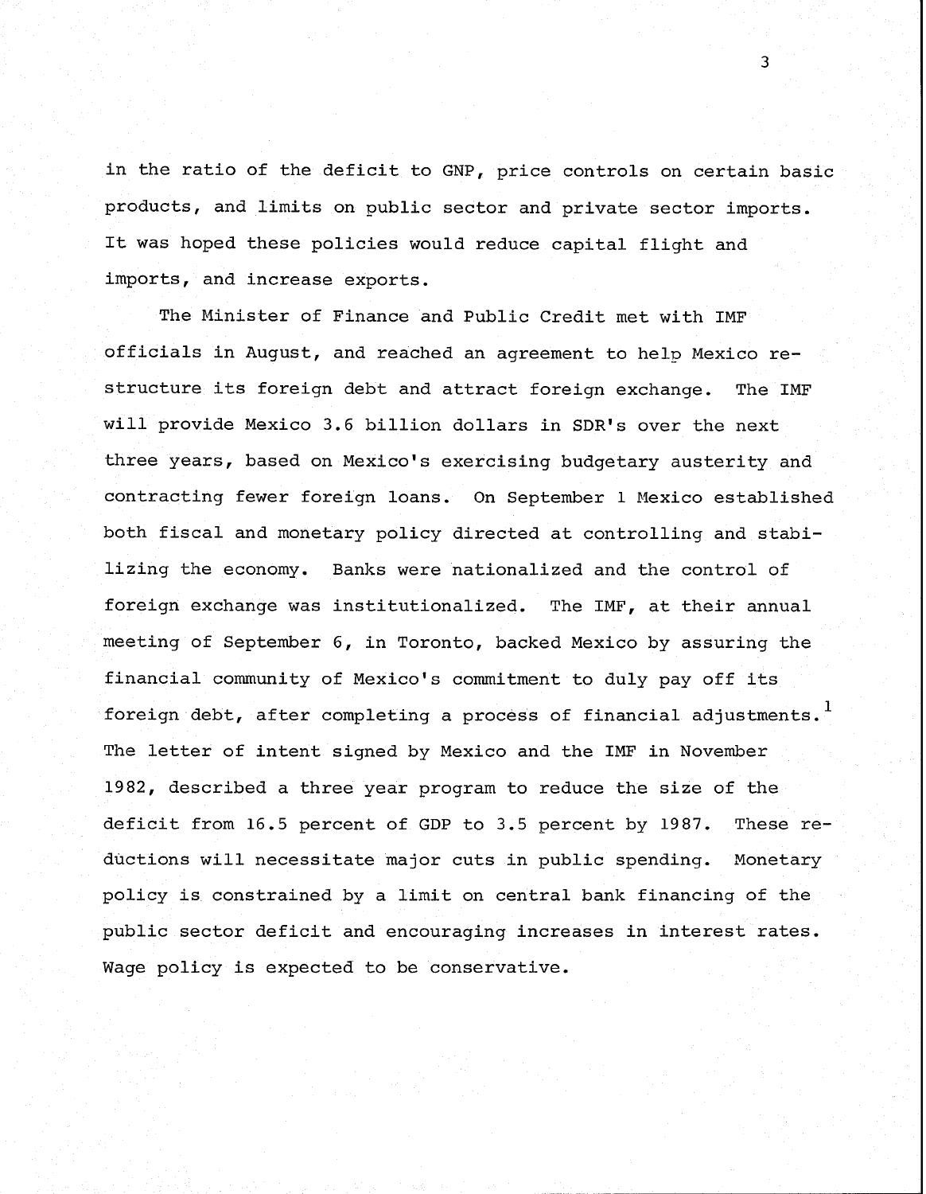in the ratio of the deficit to GNP, price controls on certain basic products, and limits on public sector and private sector imports. It was hoped these policies would reduce capital flight and imports, and increase exports.

The Minister of Finance and Public Credit met with IMF officials in August, and reached an agreement to help Mexico restructure its foreign debt and attract foreign exchange. The IMF will provide Mexico 3.6 billion dollars in SDR's over the next three years, based on Mexico's exercising budgetary austerity and contracting fewer foreign loans. On September 1 Mexico established both fiscal and monetary policy directed at controlling and stabilizing the economy. Banks were nationalized and the control of foreign exchange was institutionalized. The IMF, at their annual meeting of September 6, in Toronto, backed Mexico by assuring the financial community of Mexico's commitment to duly pay off its foreign debt, after completing a process of financial adjustments.[1] The letter of intent signed by Mexico and the IMF in November 1982, described a three year program to reduce the size of the deficit from 16.5 percent of GDP to 3.5 percent by 1987. These reductions will necessitate major cuts in public spending. Monetary policy is constrained by a limit on central bank financing of the public sector deficit and encouraging increases in interest rates. Wage policy is expected to be conservative.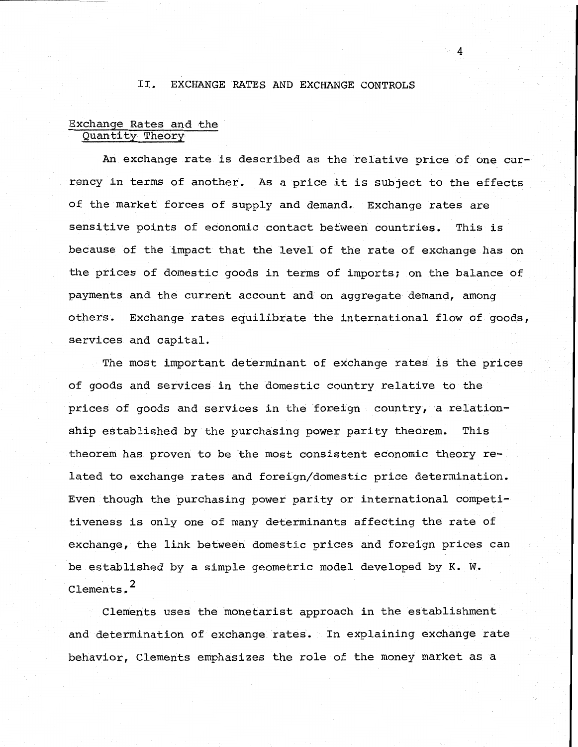## II. EXCHANGE RATES AND EXCHANGE CONTROLS

### Exchange Rates and the Quantity Theory

An exchange rate is described as the relative price of one currency in terms of another. As a price it is subject to the effects of the market forces of supply and demand. Exchange rates are sensitive points of economic contact between countries. This is because of the impact that the level of the rate of exchange has on the prices of domestic goods in terms of imports; on the balance of payments and the current account and on aggregate demand, among others. Exchange rates equilibrate the international flow of goods, services and capital.

The most important determinant of exchange rates is the prices of goods and services in the domestic country relative to the prices of goods and services in the foreign country, a relationship established by the purchasing power parity theorem. This theorem has proven to be the most consistent economic theory related to exchange rates and foreign/domestic price determination. Even though the purchasing power parity or international competitiveness is only one of many determinants affecting the rate of exchange, the link between domestic prices and foreign prices can be established by a simple geometric model developed by K. W. Clements.[2]

Clements uses the monetarist approach in the establishment and determination of exchange rates. In explaining exchange rate behavior, Clements emphasizes the role of the money market as a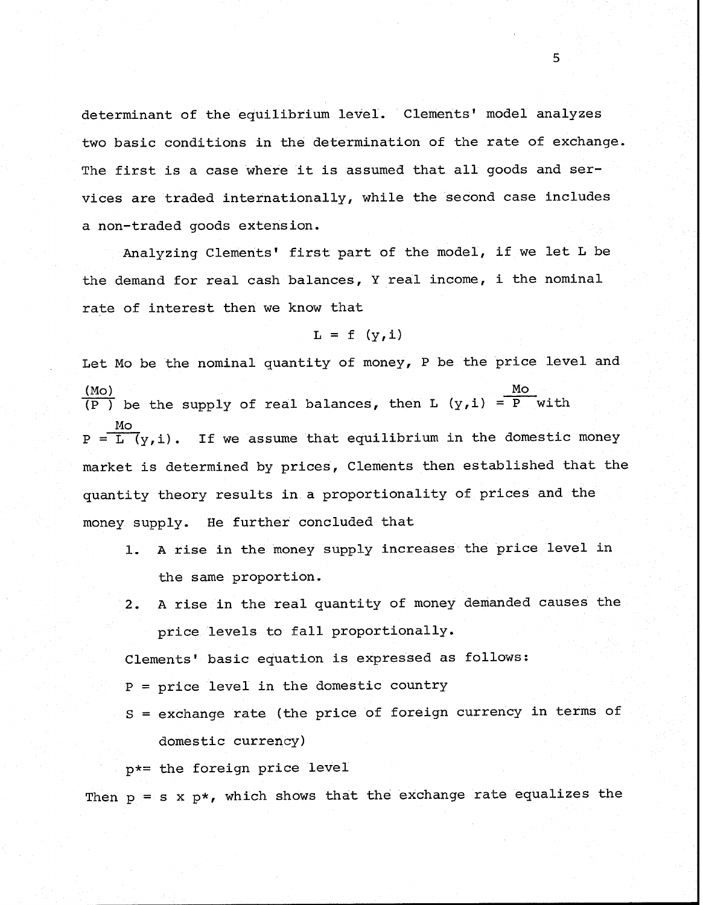determinant of the equilibrium level. Clements' model analyzes two basic conditions in the determination of the rate of exchange. The first is a case where it is assumed that all goods and services are traded internationally, while the second case includes a non-traded goods extension.

Analyzing Clements' first part of the model, if we let L be the demand for real cash balances, Y real income, i the nominal rate of interest then we know that

$$L = f\ (y,i)$$

Let Mo be the nominal quantity of money, P be the price level and $\frac{(Mo)}{(P\ )}$ be the supply of real balances, then $L\ (y,i) = \frac{Mo}{P}$ with $P = \frac{Mo}{L}(y,i)$. If we assume that equilibrium in the domestic money market is determined by prices, Clements then established that the quantity theory results in a proportionality of prices and the money supply. He further concluded that

1. A rise in the money supply increases the price level in the same proportion.
2. A rise in the real quantity of money demanded causes the price levels to fall proportionally.

Clements' basic equation is expressed as follows:

P = price level in the domestic country

S = exchange rate (the price of foreign currency in terms of domestic currency)

$p^*$= the foreign price level

Then $p = s \times p^*$, which shows that the exchange rate equalizes the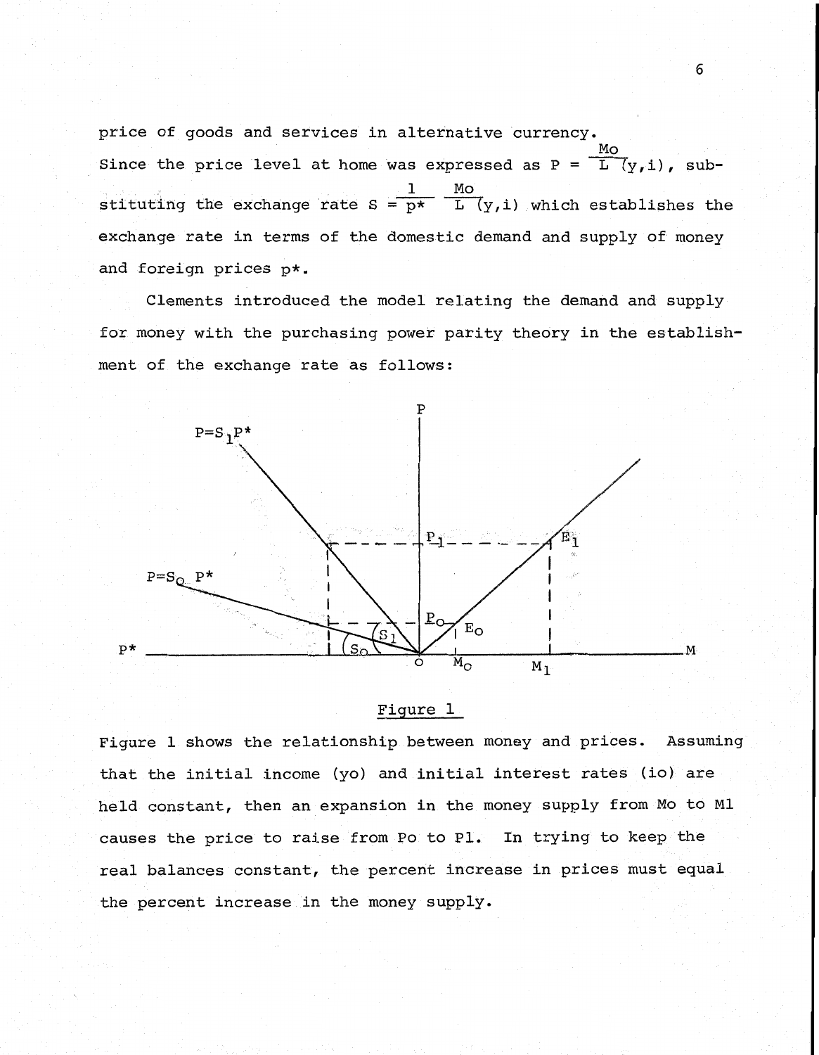price of goods and services in alternative currency.
Since the price level at home was expressed as $P = \frac{Mo}{L}(y,i)$, substituting the exchange rate $S = \frac{1}{p^*} \frac{Mo}{L}(y,i)$ which establishes the exchange rate in terms of the domestic demand and supply of money and foreign prices $p^*$.

Clements introduced the model relating the demand and supply for money with the purchasing power parity theory in the establishment of the exchange rate as follows:

Figure 1

Figure 1 shows the relationship between money and prices. Assuming that the initial income (yo) and initial interest rates (io) are held constant, then an expansion in the money supply from Mo to M1 causes the price to raise from Po to P1. In trying to keep the real balances constant, the percent increase in prices must equal the percent increase in the money supply.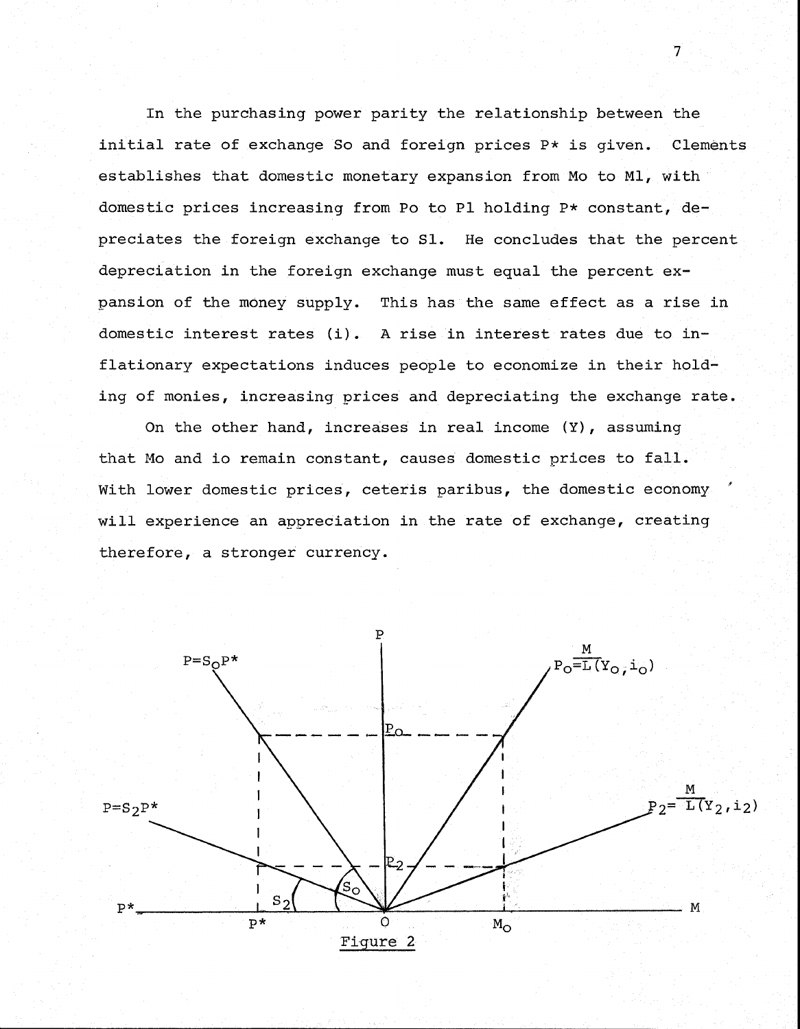In the purchasing power parity the relationship between the initial rate of exchange So and foreign prices P* is given. Clements establishes that domestic monetary expansion from Mo to Ml, with domestic prices increasing from Po to Pl holding P* constant, depreciates the foreign exchange to Sl. He concludes that the percent depreciation in the foreign exchange must equal the percent expansion of the money supply. This has the same effect as a rise in domestic interest rates (i). A rise in interest rates due to inflationary expectations induces people to economize in their holding of monies, increasing prices and depreciating the exchange rate.

On the other hand, increases in real income (Y), assuming that Mo and io remain constant, causes domestic prices to fall. With lower domestic prices, ceteris paribus, the domestic economy will experience an appreciation in the rate of exchange, creating therefore, a stronger currency.

$P = S_o P^*$

$P_o = \frac{M}{L(Y_o, i_o)}$

$P = S_2 P^*$

$P_2 = \frac{M}{L(Y_2, i_2)}$

Figure 2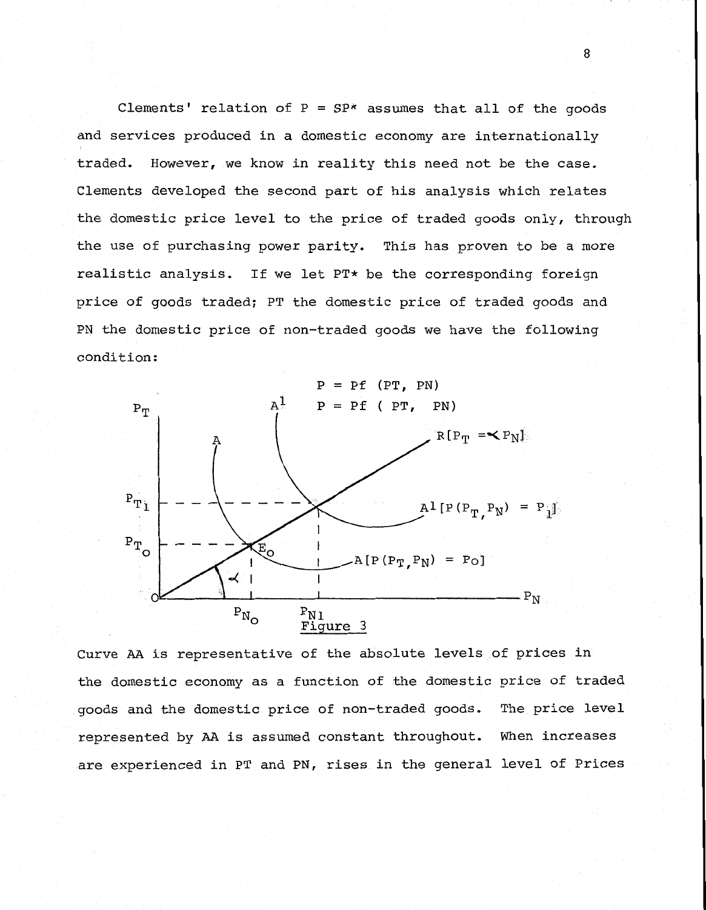Clements' relation of $P = SP^*$ assumes that all of the goods and services produced in a domestic economy are internationally traded. However, we know in reality this need not be the case. Clements developed the second part of his analysis which relates the domestic price level to the price of traded goods only, through the use of purchasing power parity. This has proven to be a more realistic analysis. If we let $PT^*$ be the corresponding foreign price of goods traded; PT the domestic price of traded goods and PN the domestic price of non-traded goods we have the following condition:

$$P = Pf\ (PT,\ PN)$$

$$P = Pf\ (\ PT,\ \ PN)$$

Figure 3

Curve AA is representative of the absolute levels of prices in the domestic economy as a function of the domestic price of traded goods and the domestic price of non-traded goods. The price level represented by AA is assumed constant throughout. When increases are experienced in PT and PN, rises in the general level of Prices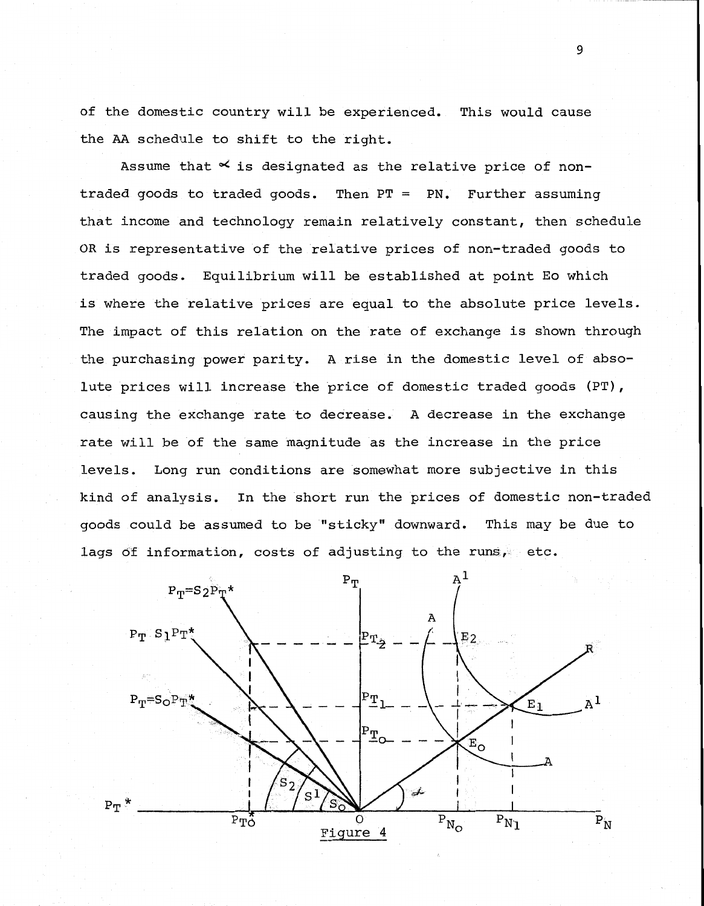of the domestic country will be experienced. This would cause the AA schedule to shift to the right.

Assume that $\alpha$ is designated as the relative price of non-traded goods to traded goods. Then PT = PN. Further assuming that income and technology remain relatively constant, then schedule OR is representative of the relative prices of non-traded goods to traded goods. Equilibrium will be established at point Eo which is where the relative prices are equal to the absolute price levels. The impact of this relation on the rate of exchange is shown through the purchasing power parity. A rise in the domestic level of absolute prices will increase the price of domestic traded goods (PT), causing the exchange rate to decrease. A decrease in the exchange rate will be of the same magnitude as the increase in the price levels. Long run conditions are somewhat more subjective in this kind of analysis. In the short run the prices of domestic non-traded goods could be assumed to be "sticky" downward. This may be due to lags of information, costs of adjusting to the runs, etc.

Figure 4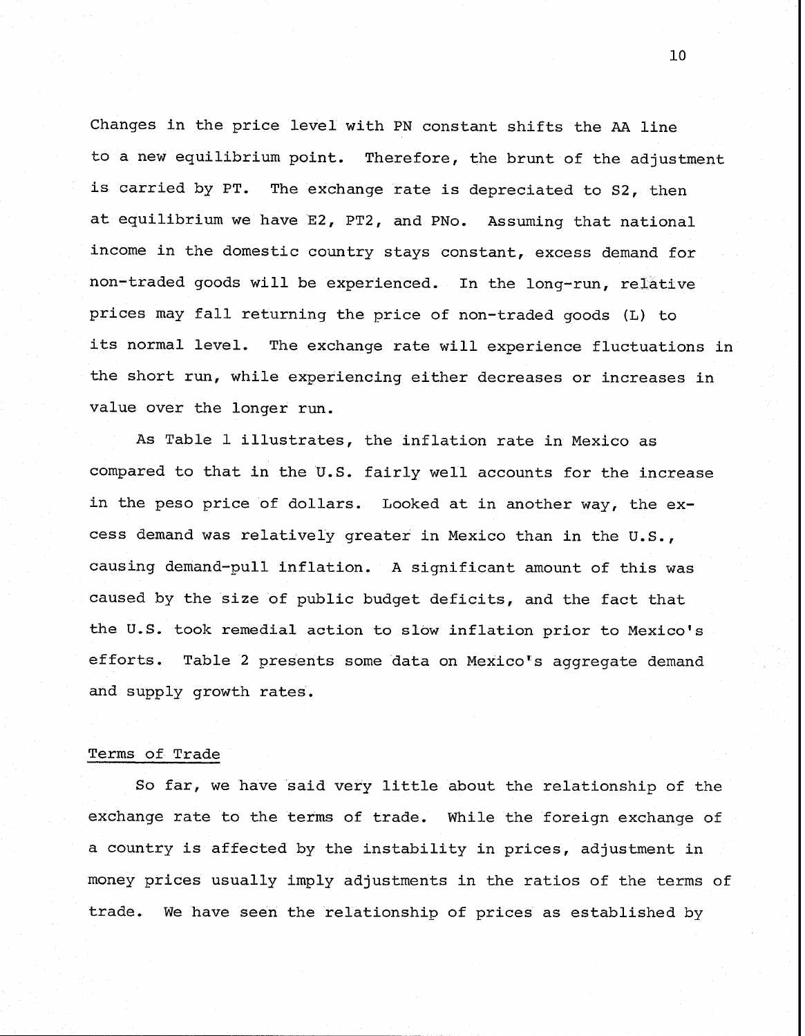Changes in the price level with PN constant shifts the AA line to a new equilibrium point. Therefore, the brunt of the adjustment is carried by PT. The exchange rate is depreciated to S2, then at equilibrium we have E2, PT2, and PNo. Assuming that national income in the domestic country stays constant, excess demand for non-traded goods will be experienced. In the long-run, relative prices may fall returning the price of non-traded goods (L) to its normal level. The exchange rate will experience fluctuations in the short run, while experiencing either decreases or increases in value over the longer run.

As Table 1 illustrates, the inflation rate in Mexico as compared to that in the U.S. fairly well accounts for the increase in the peso price of dollars. Looked at in another way, the excess demand was relatively greater in Mexico than in the U.S., causing demand-pull inflation. A significant amount of this was caused by the size of public budget deficits, and the fact that the U.S. took remedial action to slow inflation prior to Mexico's efforts. Table 2 presents some data on Mexico's aggregate demand and supply growth rates.

## Terms of Trade

So far, we have said very little about the relationship of the exchange rate to the terms of trade. While the foreign exchange of a country is affected by the instability in prices, adjustment in money prices usually imply adjustments in the ratios of the terms of trade. We have seen the relationship of prices as established by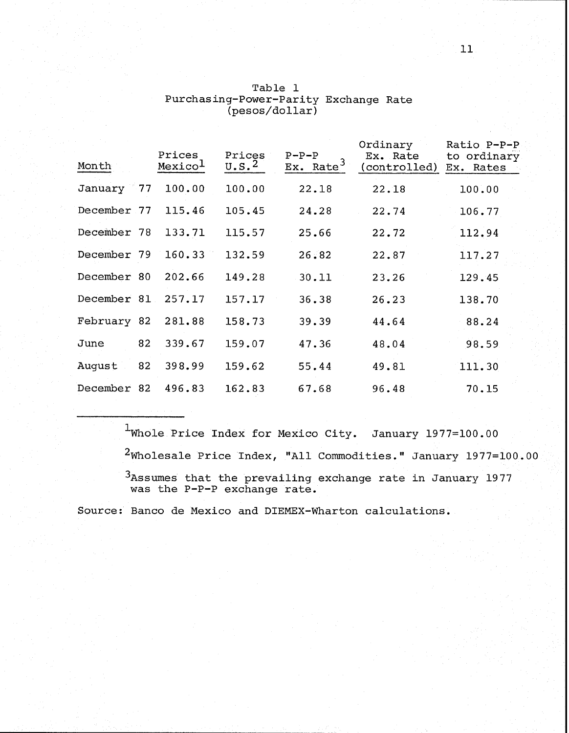Table 1
Purchasing-Power-Parity Exchange Rate
(pesos/dollar)

| Month | Prices Mexico[1] | Prices U.S.[2] | P-P-P Ex. Rate[3] | Ordinary Ex. Rate (controlled) | Ratio P-P-P to ordinary Ex. Rates |
|---|---|---|---|---|---|
| January 77 | 100.00 | 100.00 | 22.18 | 22.18 | 100.00 |
| December 77 | 115.46 | 105.45 | 24.28 | 22.74 | 106.77 |
| December 78 | 133.71 | 115.57 | 25.66 | 22.72 | 112.94 |
| December 79 | 160.33 | 132.59 | 26.82 | 22.87 | 117.27 |
| December 80 | 202.66 | 149.28 | 30.11 | 23.26 | 129.45 |
| December 81 | 257.17 | 157.17 | 36.38 | 26.23 | 138.70 |
| February 82 | 281.88 | 158.73 | 39.39 | 44.64 | 88.24 |
| June 82 | 339.67 | 159.07 | 47.36 | 48.04 | 98.59 |
| August 82 | 398.99 | 159.62 | 55.44 | 49.81 | 111.30 |
| December 82 | 496.83 | 162.83 | 67.68 | 96.48 | 70.15 |

[1]Whole Price Index for Mexico City. January 1977=100.00

[2]Wholesale Price Index, "All Commodities." January 1977=100.00

[3]Assumes that the prevailing exchange rate in January 1977 was the P-P-P exchange rate.

Source: Banco de Mexico and DIEMEX-Wharton calculations.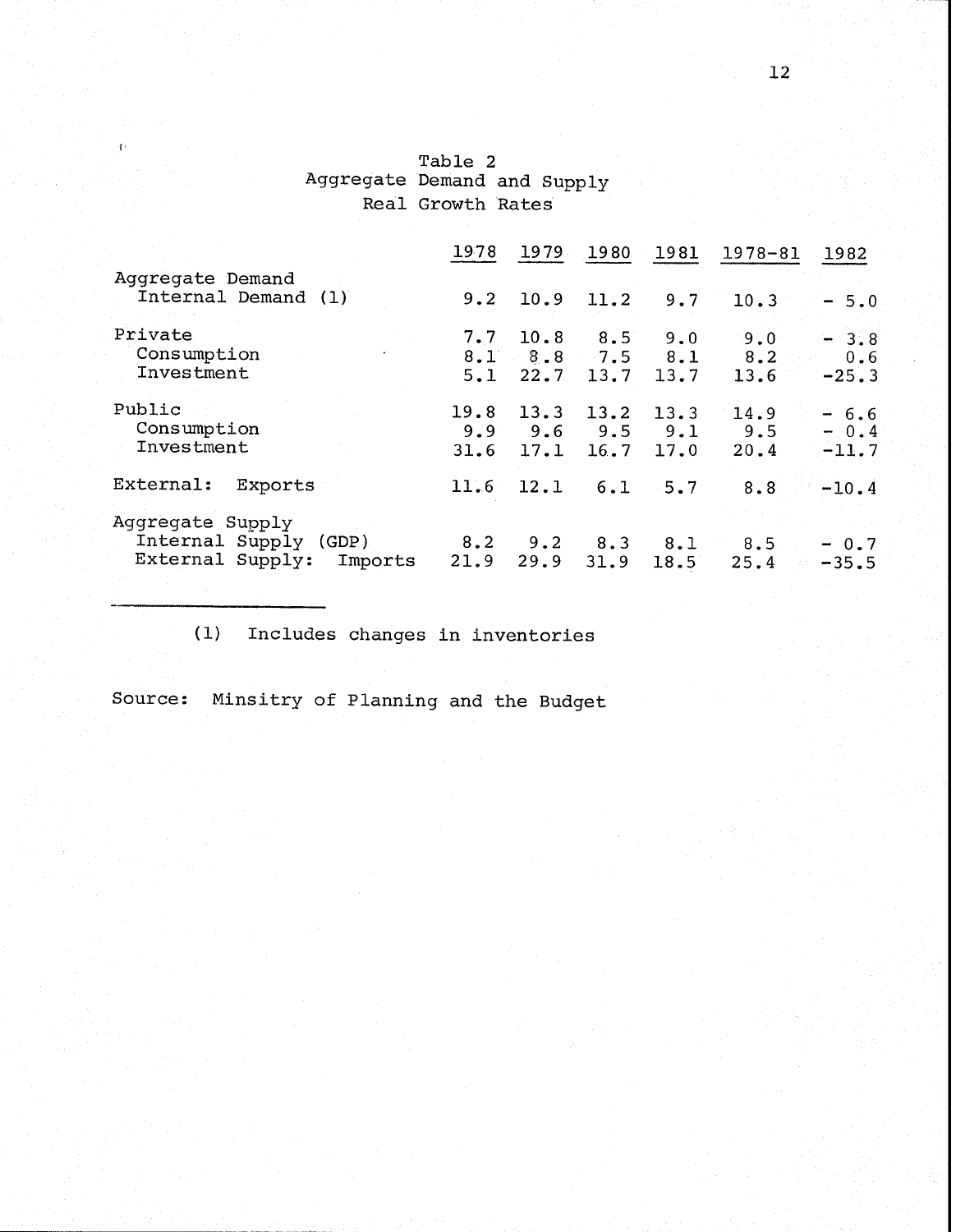Table 2
Aggregate Demand and Supply
Real Growth Rates

| | 1978 | 1979 | 1980 | 1981 | 1978-81 | 1982 |
|---|---|---|---|---|---|---|
| Aggregate Demand | | | | | | |
| Internal Demand (1) | 9.2 | 10.9 | 11.2 | 9.7 | 10.3 | - 5.0 |
| Private | 7.7 | 10.8 | 8.5 | 9.0 | 9.0 | - 3.8 |
| Consumption | 8.1 | 8.8 | 7.5 | 8.1 | 8.2 | 0.6 |
| Investment | 5.1 | 22.7 | 13.7 | 13.7 | 13.6 | -25.3 |
| Public | 19.8 | 13.3 | 13.2 | 13.3 | 14.9 | - 6.6 |
| Consumption | 9.9 | 9.6 | 9.5 | 9.1 | 9.5 | - 0.4 |
| Investment | 31.6 | 17.1 | 16.7 | 17.0 | 20.4 | -11.7 |
| External: Exports | 11.6 | 12.1 | 6.1 | 5.7 | 8.8 | -10.4 |
| Aggregate Supply | | | | | | |
| Internal Supply (GDP) | 8.2 | 9.2 | 8.3 | 8.1 | 8.5 | - 0.7 |
| External Supply: Imports | 21.9 | 29.9 | 31.9 | 18.5 | 25.4 | -35.5 |

(1) Includes changes in inventories

Source: Minsitry of Planning and the Budget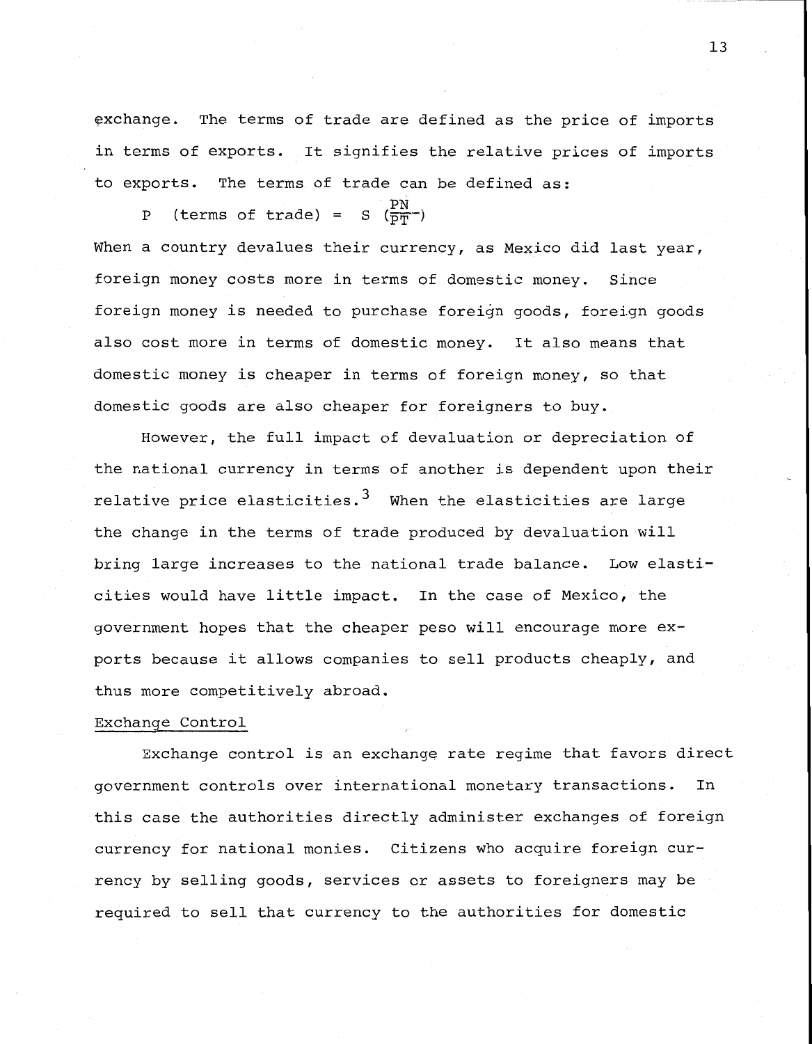exchange. The terms of trade are defined as the price of imports in terms of exports. It signifies the relative prices of imports to exports. The terms of trade can be defined as:

$$P \text{ (terms of trade)} = S \left(\frac{PN}{PT}\right)$$

When a country devalues their currency, as Mexico did last year, foreign money costs more in terms of domestic money. Since foreign money is needed to purchase foreign goods, foreign goods also cost more in terms of domestic money. It also means that domestic money is cheaper in terms of foreign money, so that domestic goods are also cheaper for foreigners to buy.

However, the full impact of devaluation or depreciation of the national currency in terms of another is dependent upon their relative price elasticities.[3] When the elasticities are large the change in the terms of trade produced by devaluation will bring large increases to the national trade balance. Low elasticities would have little impact. In the case of Mexico, the government hopes that the cheaper peso will encourage more exports because it allows companies to sell products cheaply, and thus more competitively abroad.

Exchange Control

Exchange control is an exchange rate regime that favors direct government controls over international monetary transactions. In this case the authorities directly administer exchanges of foreign currency for national monies. Citizens who acquire foreign currency by selling goods, services or assets to foreigners may be required to sell that currency to the authorities for domestic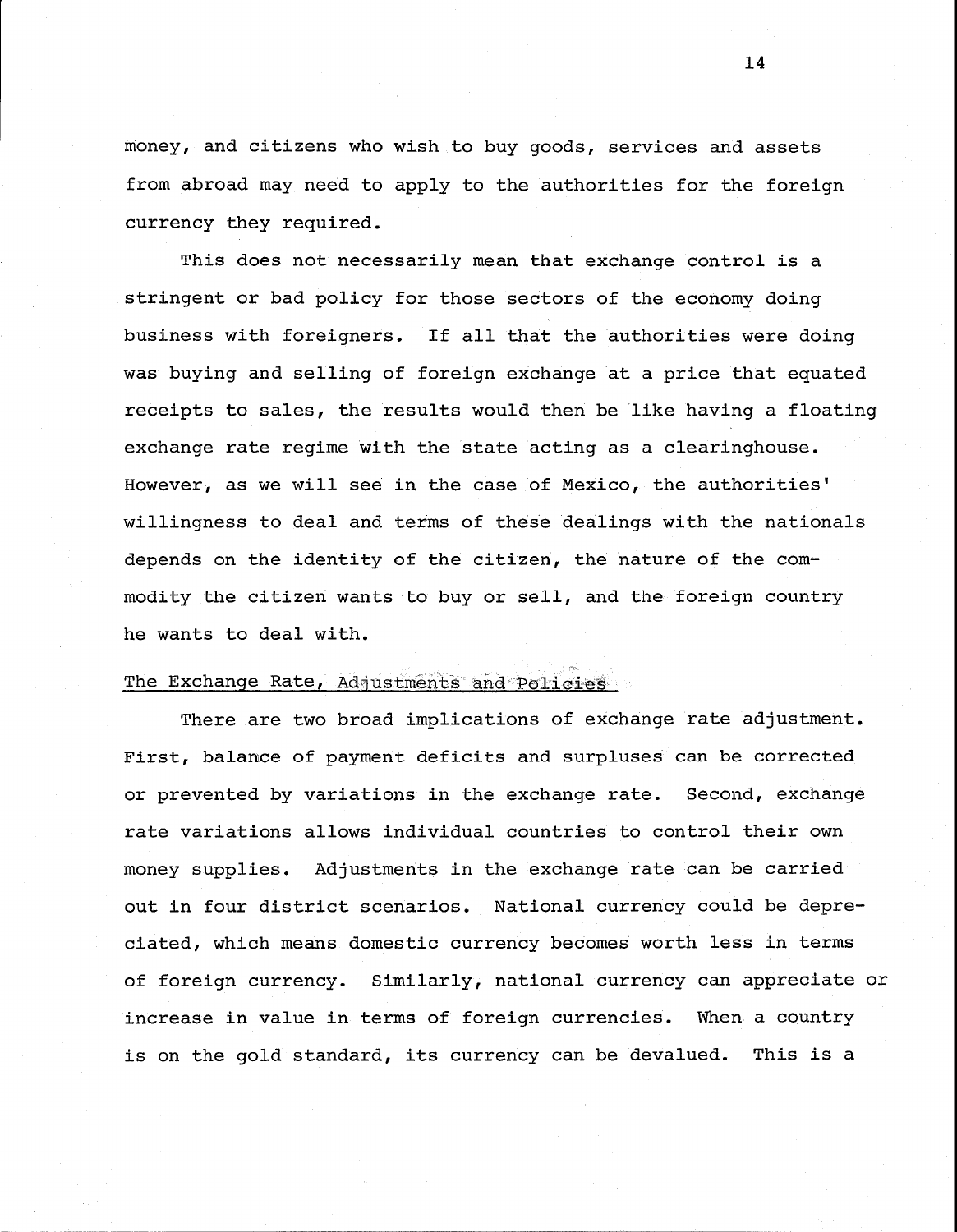money, and citizens who wish to buy goods, services and assets from abroad may need to apply to the authorities for the foreign currency they required.

This does not necessarily mean that exchange control is a stringent or bad policy for those sectors of the economy doing business with foreigners. If all that the authorities were doing was buying and selling of foreign exchange at a price that equated receipts to sales, the results would then be like having a floating exchange rate regime with the state acting as a clearinghouse. However, as we will see in the case of Mexico, the authorities' willingness to deal and terms of these dealings with the nationals depends on the identity of the citizen, the nature of the commodity the citizen wants to buy or sell, and the foreign country he wants to deal with.

## The Exchange Rate, Adjustments and Policies

There are two broad implications of exchange rate adjustment. First, balance of payment deficits and surpluses can be corrected or prevented by variations in the exchange rate. Second, exchange rate variations allows individual countries to control their own money supplies. Adjustments in the exchange rate can be carried out in four district scenarios. National currency could be depreciated, which means domestic currency becomes worth less in terms of foreign currency. Similarly, national currency can appreciate or increase in value in terms of foreign currencies. When a country is on the gold standard, its currency can be devalued. This is a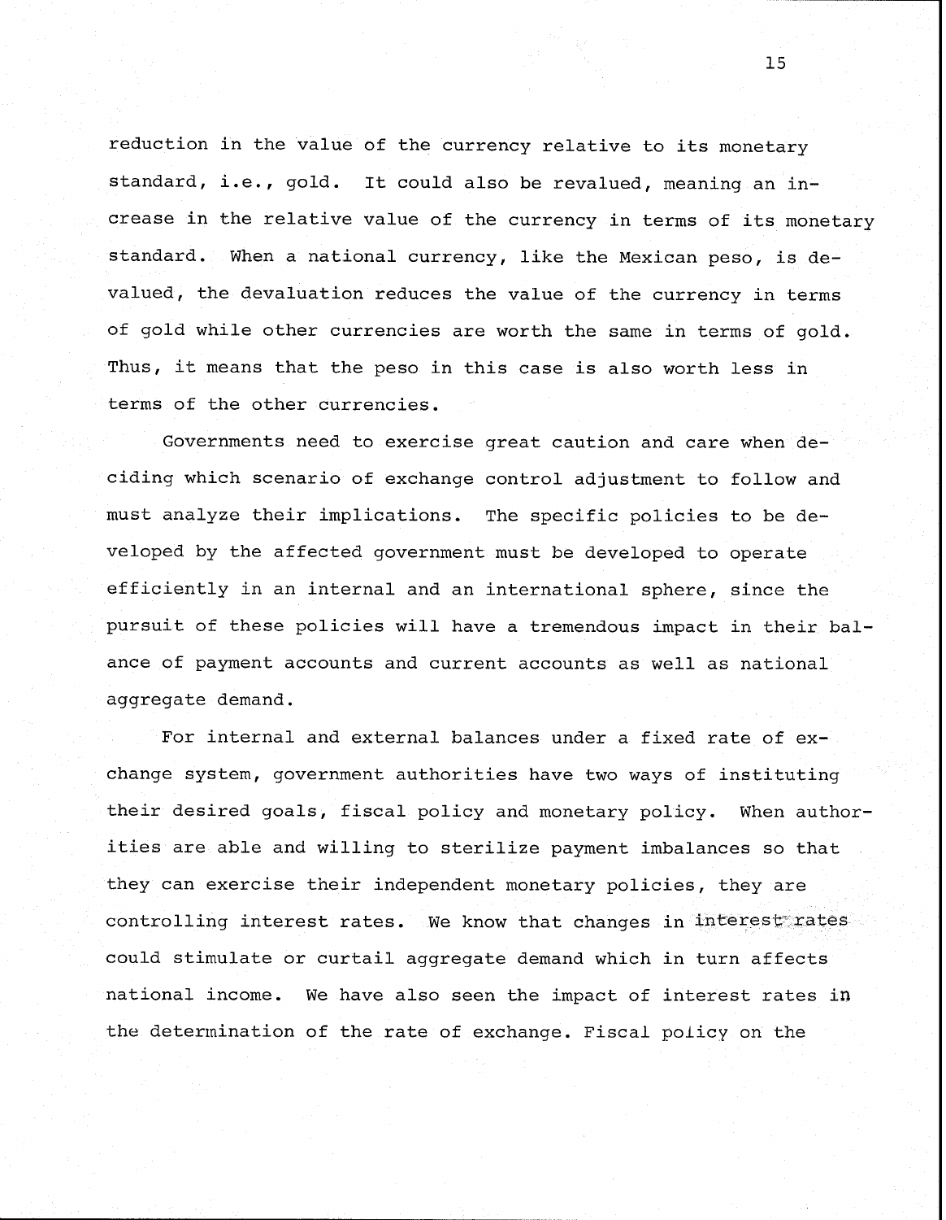reduction in the value of the currency relative to its monetary standard, i.e., gold. It could also be revalued, meaning an increase in the relative value of the currency in terms of its monetary standard. When a national currency, like the Mexican peso, is devalued, the devaluation reduces the value of the currency in terms of gold while other currencies are worth the same in terms of gold. Thus, it means that the peso in this case is also worth less in terms of the other currencies.

Governments need to exercise great caution and care when deciding which scenario of exchange control adjustment to follow and must analyze their implications. The specific policies to be developed by the affected government must be developed to operate efficiently in an internal and an international sphere, since the pursuit of these policies will have a tremendous impact in their balance of payment accounts and current accounts as well as national aggregate demand.

For internal and external balances under a fixed rate of exchange system, government authorities have two ways of instituting their desired goals, fiscal policy and monetary policy. When authorities are able and willing to sterilize payment imbalances so that they can exercise their independent monetary policies, they are controlling interest rates. We know that changes in interest rates could stimulate or curtail aggregate demand which in turn affects national income. We have also seen the impact of interest rates in the determination of the rate of exchange. Fiscal policy on the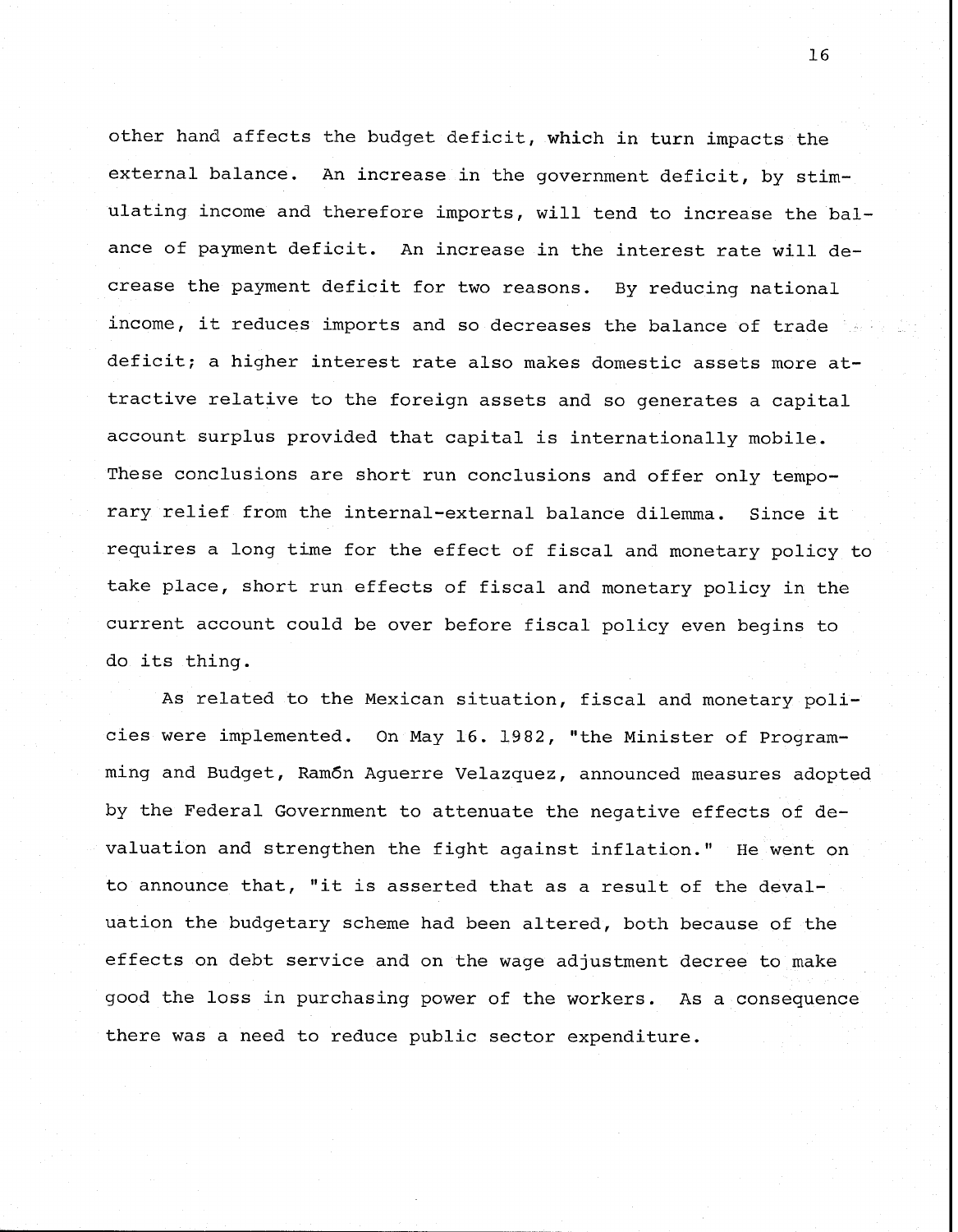other hand affects the budget deficit, which in turn impacts the external balance. An increase in the government deficit, by stimulating income and therefore imports, will tend to increase the balance of payment deficit. An increase in the interest rate will decrease the payment deficit for two reasons. By reducing national income, it reduces imports and so decreases the balance of trade deficit; a higher interest rate also makes domestic assets more attractive relative to the foreign assets and so generates a capital account surplus provided that capital is internationally mobile. These conclusions are short run conclusions and offer only temporary relief from the internal-external balance dilemma. Since it requires a long time for the effect of fiscal and monetary policy to take place, short run effects of fiscal and monetary policy in the current account could be over before fiscal policy even begins to do its thing.

As related to the Mexican situation, fiscal and monetary policies were implemented. On May 16. 1982, "the Minister of Programming and Budget, Ramõn Aguerre Velazquez, announced measures adopted by the Federal Government to attenuate the negative effects of devaluation and strengthen the fight against inflation." He went on to announce that, "it is asserted that as a result of the devaluation the budgetary scheme had been altered, both because of the effects on debt service and on the wage adjustment decree to make good the loss in purchasing power of the workers. As a consequence there was a need to reduce public sector expenditure.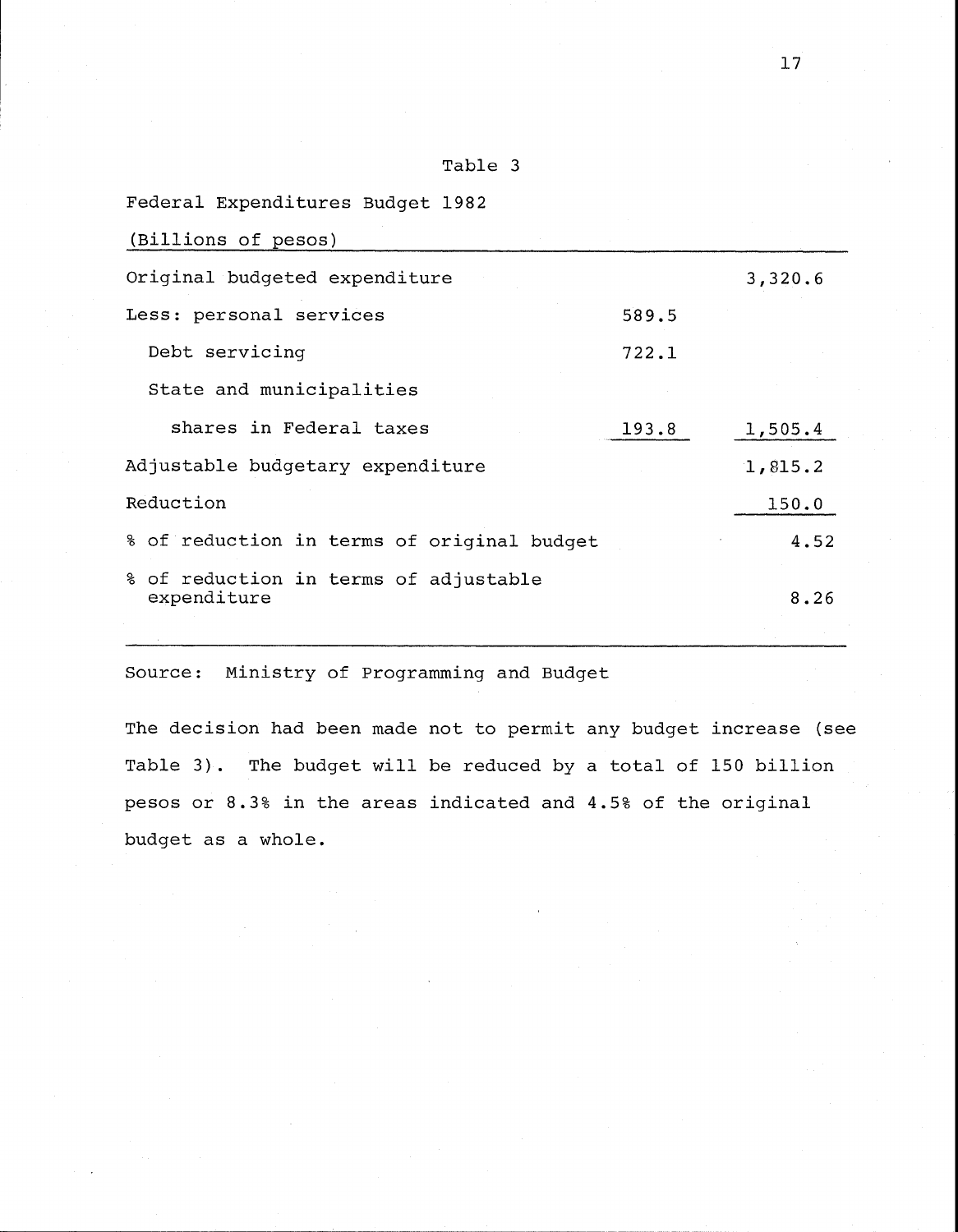Table 3

Federal Expenditures Budget 1982

(Billions of pesos)

| | | |
|---|---|---|
| Original budgeted expenditure | | 3,320.6 |
| Less: personal services | 589.5 | |
| Debt servicing | 722.1 | |
| State and municipalities shares in Federal taxes | 193.8 | 1,505.4 |
| Adjustable budgetary expenditure | | 1,815.2 |
| Reduction | | 150.0 |
| % of reduction in terms of original budget | | 4.52 |
| % of reduction in terms of adjustable expenditure | | 8.26 |

Source: Ministry of Programming and Budget

The decision had been made not to permit any budget increase (see Table 3). The budget will be reduced by a total of 150 billion pesos or 8.3% in the areas indicated and 4.5% of the original budget as a whole.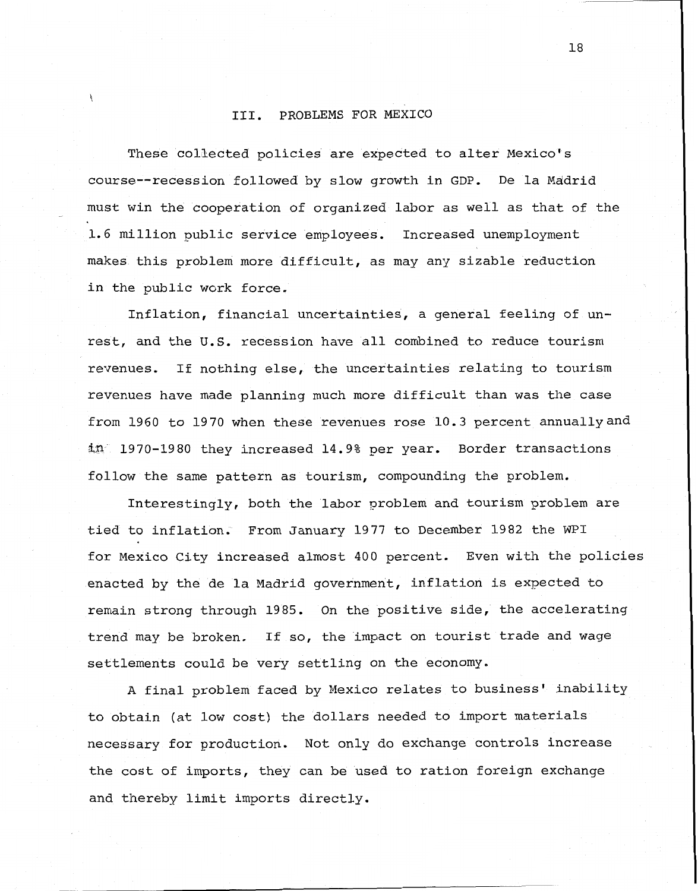## III. PROBLEMS FOR MEXICO

These collected policies are expected to alter Mexico's course--recession followed by slow growth in GDP. De la Madrid must win the cooperation of organized labor as well as that of the 1.6 million public service employees. Increased unemployment makes this problem more difficult, as may any sizable reduction in the public work force.

Inflation, financial uncertainties, a general feeling of unrest, and the U.S. recession have all combined to reduce tourism revenues. If nothing else, the uncertainties relating to tourism revenues have made planning much more difficult than was the case from 1960 to 1970 when these revenues rose 10.3 percent annually and in 1970-1980 they increased 14.9% per year. Border transactions follow the same pattern as tourism, compounding the problem.

Interestingly, both the labor problem and tourism problem are tied to inflation. From January 1977 to December 1982 the WPI for Mexico City increased almost 400 percent. Even with the policies enacted by the de la Madrid government, inflation is expected to remain strong through 1985. On the positive side, the accelerating trend may be broken. If so, the impact on tourist trade and wage settlements could be very settling on the economy.

A final problem faced by Mexico relates to business' inability to obtain (at low cost) the dollars needed to import materials necessary for production. Not only do exchange controls increase the cost of imports, they can be used to ration foreign exchange and thereby limit imports directly.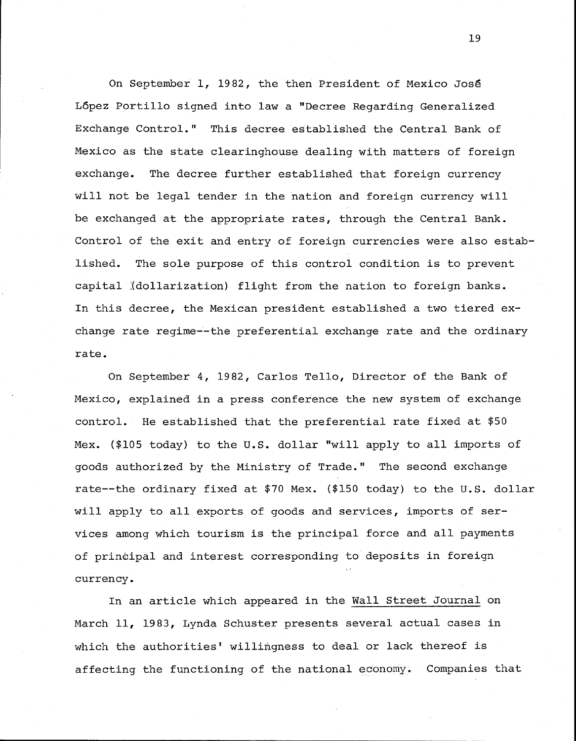On September 1, 1982, the then President of Mexico José López Portillo signed into law a "Decree Regarding Generalized Exchange Control." This decree established the Central Bank of Mexico as the state clearinghouse dealing with matters of foreign exchange. The decree further established that foreign currency will not be legal tender in the nation and foreign currency will be exchanged at the appropriate rates, through the Central Bank. Control of the exit and entry of foreign currencies were also established. The sole purpose of this control condition is to prevent capital (dollarization) flight from the nation to foreign banks. In this decree, the Mexican president established a two tiered exchange rate regime--the preferential exchange rate and the ordinary rate.

On September 4, 1982, Carlos Tello, Director of the Bank of Mexico, explained in a press conference the new system of exchange control. He established that the preferential rate fixed at $50 Mex. ($105 today) to the U.S. dollar "will apply to all imports of goods authorized by the Ministry of Trade." The second exchange rate--the ordinary fixed at $70 Mex. ($150 today) to the U.S. dollar will apply to all exports of goods and services, imports of services among which tourism is the principal force and all payments of principal and interest corresponding to deposits in foreign currency.

In an article which appeared in the Wall Street Journal on March 11, 1983, Lynda Schuster presents several actual cases in which the authorities' willingness to deal or lack thereof is affecting the functioning of the national economy. Companies that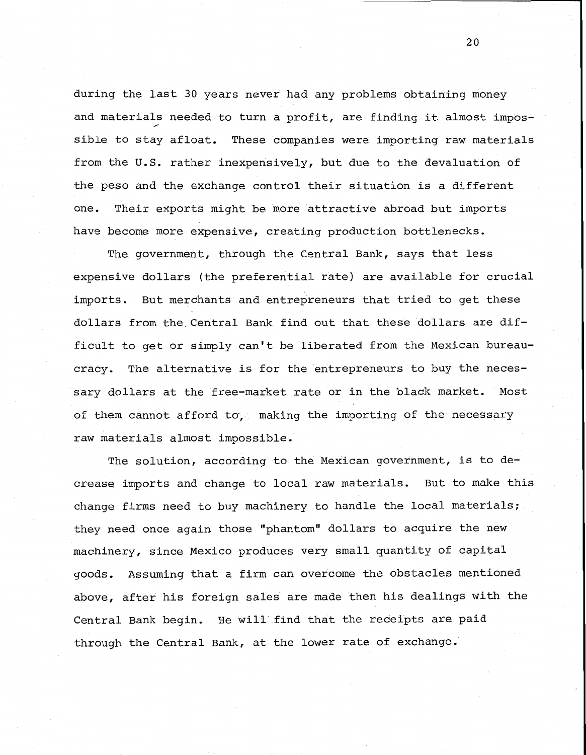during the last 30 years never had any problems obtaining money and materials needed to turn a profit, are finding it almost impossible to stay afloat. These companies were importing raw materials from the U.S. rather inexpensively, but due to the devaluation of the peso and the exchange control their situation is a different one. Their exports might be more attractive abroad but imports have become more expensive, creating production bottlenecks.

The government, through the Central Bank, says that less expensive dollars (the preferential rate) are available for crucial imports. But merchants and entrepreneurs that tried to get these dollars from the Central Bank find out that these dollars are difficult to get or simply can't be liberated from the Mexican bureaucracy. The alternative is for the entrepreneurs to buy the necessary dollars at the free-market rate or in the black market. Most of them cannot afford to, making the importing of the necessary raw materials almost impossible.

The solution, according to the Mexican government, is to decrease imports and change to local raw materials. But to make this change firms need to buy machinery to handle the local materials; they need once again those "phantom" dollars to acquire the new machinery, since Mexico produces very small quantity of capital goods. Assuming that a firm can overcome the obstacles mentioned above, after his foreign sales are made then his dealings with the Central Bank begin. He will find that the receipts are paid through the Central Bank, at the lower rate of exchange.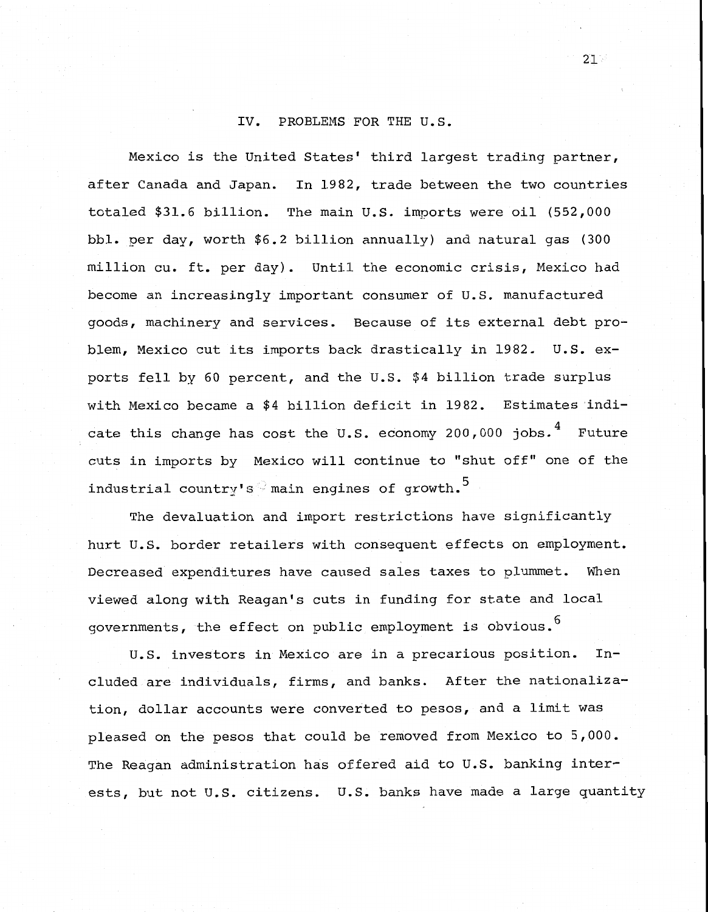## IV. PROBLEMS FOR THE U.S.

Mexico is the United States' third largest trading partner, after Canada and Japan. In 1982, trade between the two countries totaled $31.6 billion. The main U.S. imports were oil (552,000 bbl. per day, worth $6.2 billion annually) and natural gas (300 million cu. ft. per day). Until the economic crisis, Mexico had become an increasingly important consumer of U.S. manufactured goods, machinery and services. Because of its external debt problem, Mexico cut its imports back drastically in 1982. U.S. exports fell by 60 percent, and the U.S. $4 billion trade surplus with Mexico became a $4 billion deficit in 1982. Estimates indicate this change has cost the U.S. economy 200,000 jobs.[4] Future cuts in imports by Mexico will continue to "shut off" one of the industrial country's main engines of growth.[5]

The devaluation and import restrictions have significantly hurt U.S. border retailers with consequent effects on employment. Decreased expenditures have caused sales taxes to plummet. When viewed along with Reagan's cuts in funding for state and local governments, the effect on public employment is obvious.[6]

U.S. investors in Mexico are in a precarious position. Included are individuals, firms, and banks. After the nationalization, dollar accounts were converted to pesos, and a limit was pleased on the pesos that could be removed from Mexico to 5,000. The Reagan administration has offered aid to U.S. banking interests, but not U.S. citizens. U.S. banks have made a large quantity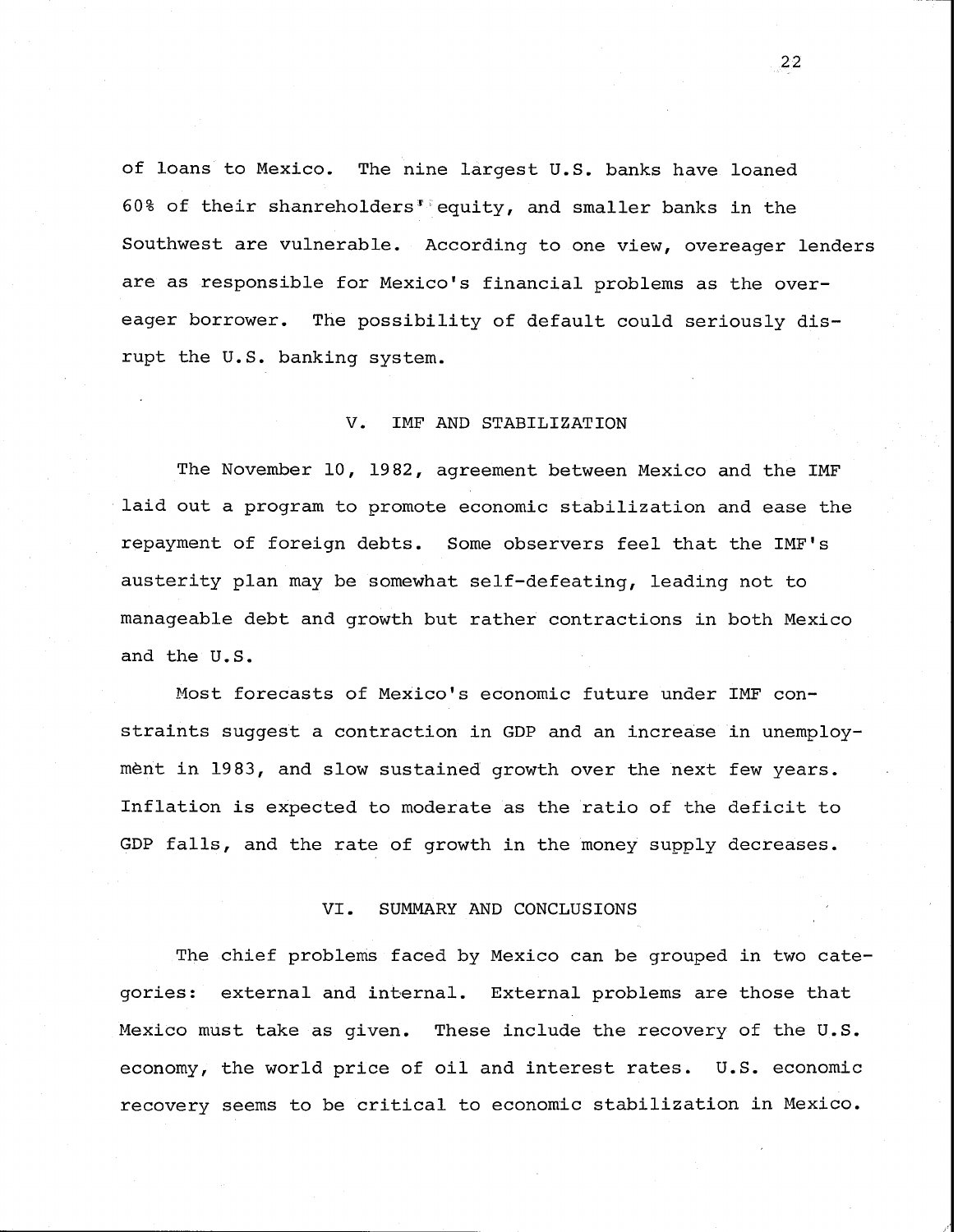of loans to Mexico. The nine largest U.S. banks have loaned 60% of their shanreholders' equity, and smaller banks in the Southwest are vulnerable. According to one view, overeager lenders are as responsible for Mexico's financial problems as the overeager borrower. The possibility of default could seriously disrupt the U.S. banking system.

## V. IMF AND STABILIZATION

The November 10, 1982, agreement between Mexico and the IMF laid out a program to promote economic stabilization and ease the repayment of foreign debts. Some observers feel that the IMF's austerity plan may be somewhat self-defeating, leading not to manageable debt and growth but rather contractions in both Mexico and the U.S.

Most forecasts of Mexico's economic future under IMF constraints suggest a contraction in GDP and an increase in unemployment in 1983, and slow sustained growth over the next few years. Inflation is expected to moderate as the ratio of the deficit to GDP falls, and the rate of growth in the money supply decreases.

## VI. SUMMARY AND CONCLUSIONS

The chief problems faced by Mexico can be grouped in two categories: external and internal. External problems are those that Mexico must take as given. These include the recovery of the U.S. economy, the world price of oil and interest rates. U.S. economic recovery seems to be critical to economic stabilization in Mexico.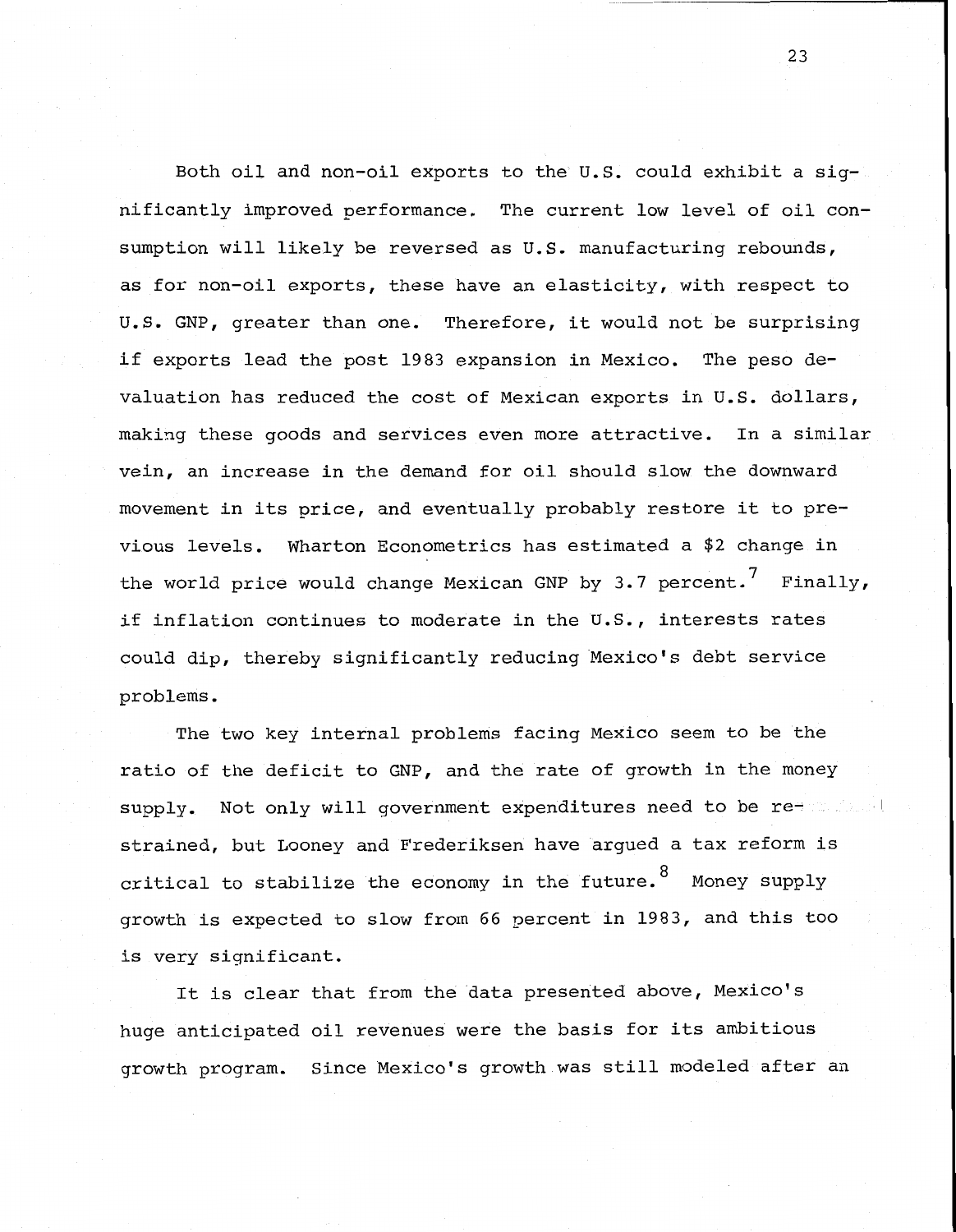Both oil and non-oil exports to the U.S. could exhibit a significantly improved performance. The current low level of oil consumption will likely be reversed as U.S. manufacturing rebounds, as for non-oil exports, these have an elasticity, with respect to U.S. GNP, greater than one. Therefore, it would not be surprising if exports lead the post 1983 expansion in Mexico. The peso devaluation has reduced the cost of Mexican exports in U.S. dollars, making these goods and services even more attractive. In a similar vein, an increase in the demand for oil should slow the downward movement in its price, and eventually probably restore it to previous levels. Wharton Econometrics has estimated a $2 change in the world price would change Mexican GNP by 3.7 percent.[7] Finally, if inflation continues to moderate in the U.S., interests rates could dip, thereby significantly reducing Mexico's debt service problems.

The two key internal problems facing Mexico seem to be the ratio of the deficit to GNP, and the rate of growth in the money supply. Not only will government expenditures need to be restrained, but Looney and Frederiksen have argued a tax reform is critical to stabilize the economy in the future.[8] Money supply growth is expected to slow from 66 percent in 1983, and this too is very significant.

It is clear that from the data presented above, Mexico's huge anticipated oil revenues were the basis for its ambitious growth program. Since Mexico's growth was still modeled after an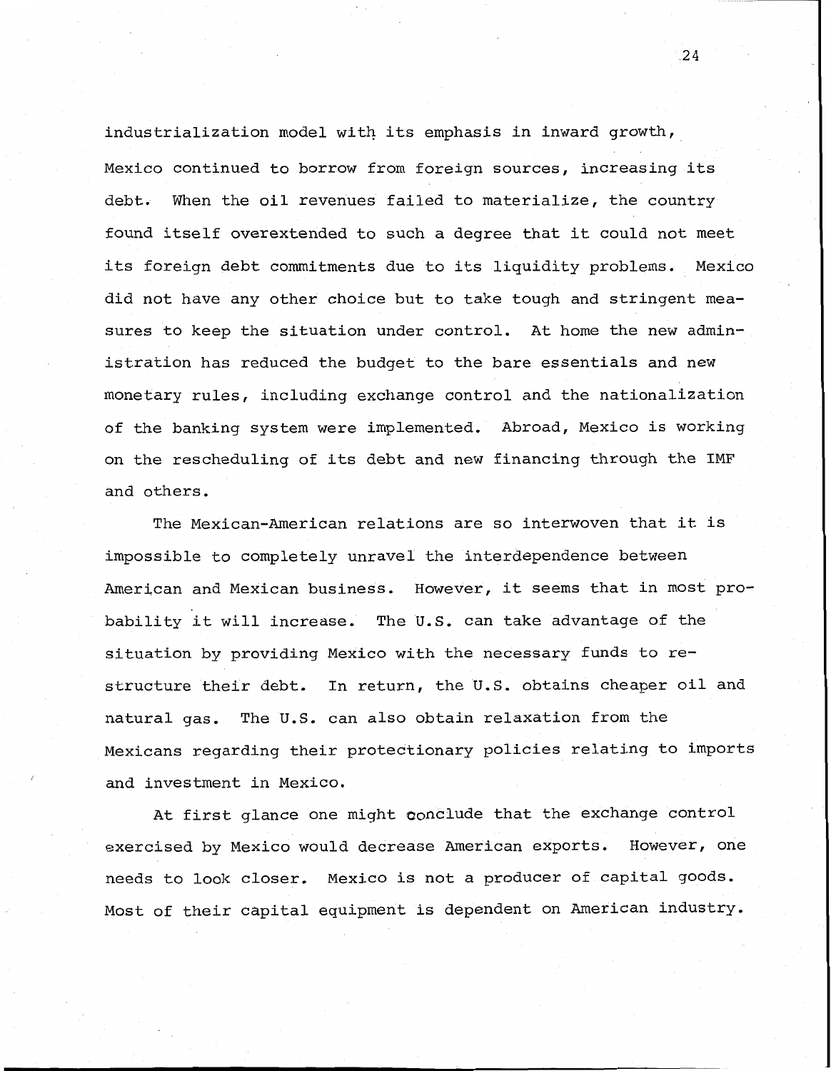industrialization model with its emphasis in inward growth, Mexico continued to borrow from foreign sources, increasing its debt. When the oil revenues failed to materialize, the country found itself overextended to such a degree that it could not meet its foreign debt commitments due to its liquidity problems. Mexico did not have any other choice but to take tough and stringent measures to keep the situation under control. At home the new administration has reduced the budget to the bare essentials and new monetary rules, including exchange control and the nationalization of the banking system were implemented. Abroad, Mexico is working on the rescheduling of its debt and new financing through the IMF and others.

The Mexican-American relations are so interwoven that it is impossible to completely unravel the interdependence between American and Mexican business. However, it seems that in most probability it will increase. The U.S. can take advantage of the situation by providing Mexico with the necessary funds to restructure their debt. In return, the U.S. obtains cheaper oil and natural gas. The U.S. can also obtain relaxation from the Mexicans regarding their protectionary policies relating to imports and investment in Mexico.

At first glance one might conclude that the exchange control exercised by Mexico would decrease American exports. However, one needs to look closer. Mexico is not a producer of capital goods. Most of their capital equipment is dependent on American industry.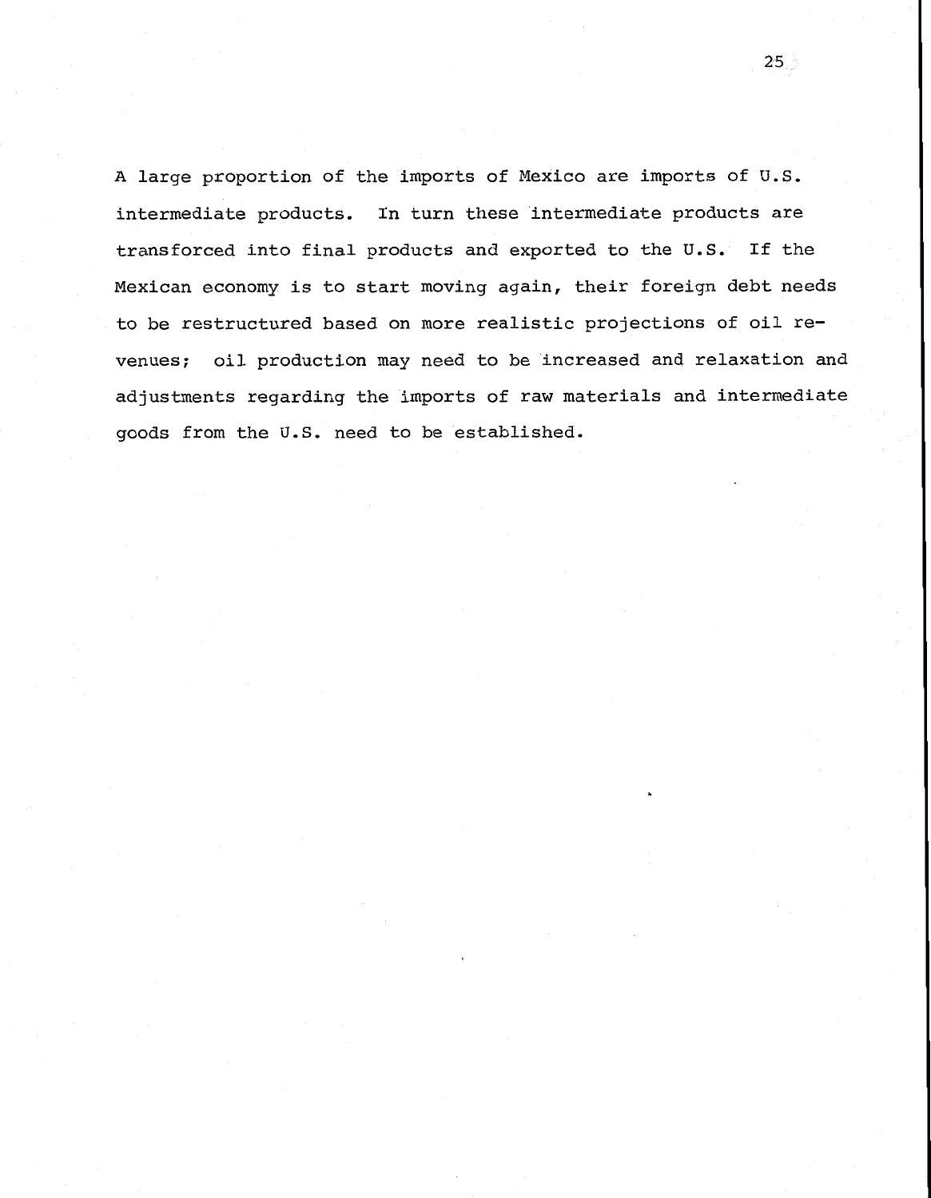A large proportion of the imports of Mexico are imports of U.S. intermediate products. In turn these intermediate products are transforced into final products and exported to the U.S. If the Mexican economy is to start moving again, their foreign debt needs to be restructured based on more realistic projections of oil revenues; oil production may need to be increased and relaxation and adjustments regarding the imports of raw materials and intermediate goods from the U.S. need to be established.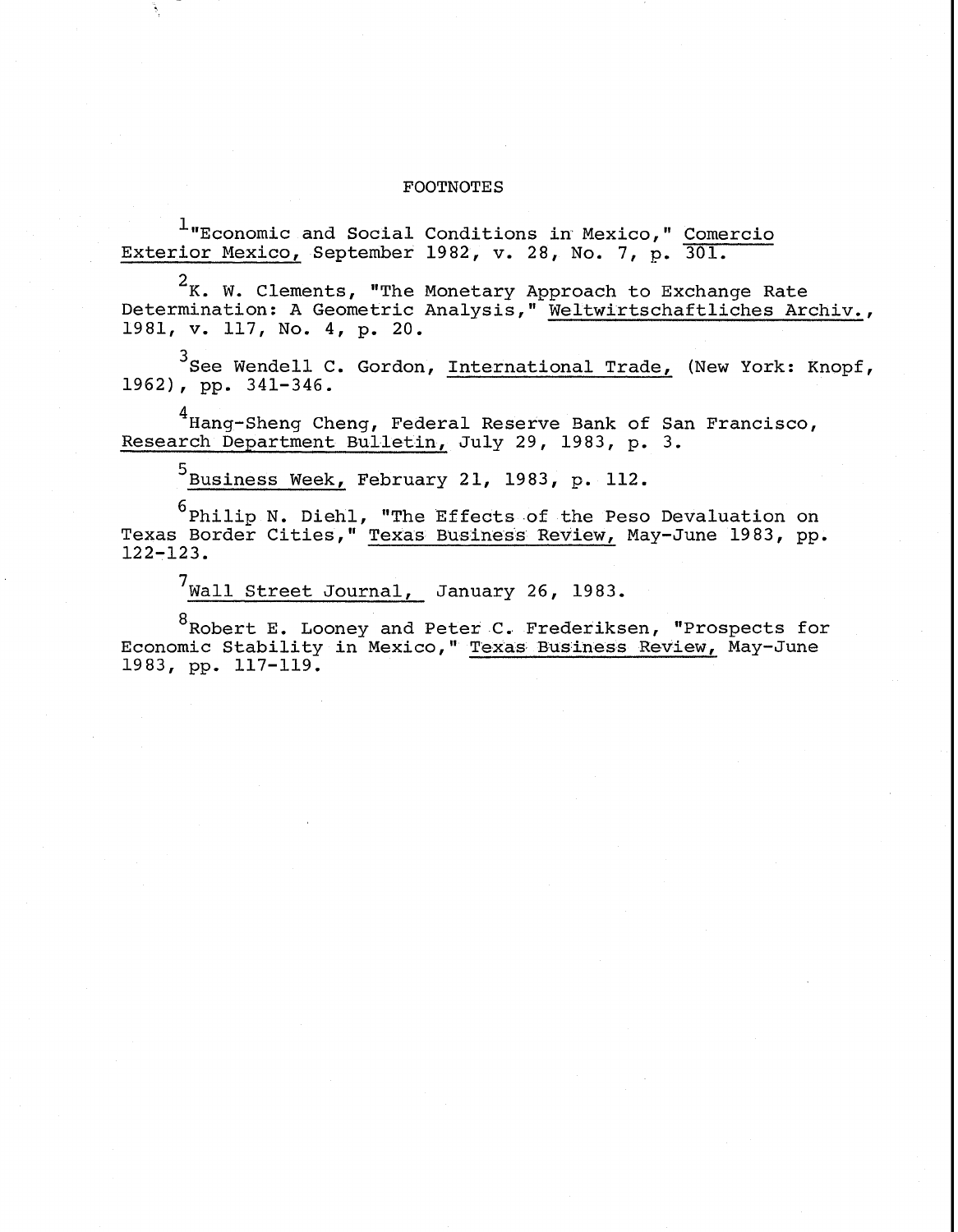# FOOTNOTES

[1]"Economic and Social Conditions in Mexico," Comercio Exterior Mexico, September 1982, v. 28, No. 7, p. 301.

[2]K. W. Clements, "The Monetary Approach to Exchange Rate Determination: A Geometric Analysis," Weltwirtschaftliches Archiv., 1981, v. 117, No. 4, p. 20.

[3]See Wendell C. Gordon, International Trade, (New York: Knopf, 1962), pp. 341-346.

[4]Hang-Sheng Cheng, Federal Reserve Bank of San Francisco, Research Department Bulletin, July 29, 1983, p. 3.

[5]Business Week, February 21, 1983, p. 112.

[6]Philip N. Diehl, "The Effects of the Peso Devaluation on Texas Border Cities," Texas Business Review, May-June 1983, pp. 122-123.

[7]Wall Street Journal, January 26, 1983.

[8]Robert E. Looney and Peter C. Frederiksen, "Prospects for Economic Stability in Mexico," Texas Business Review, May-June 1983, pp. 117-119.